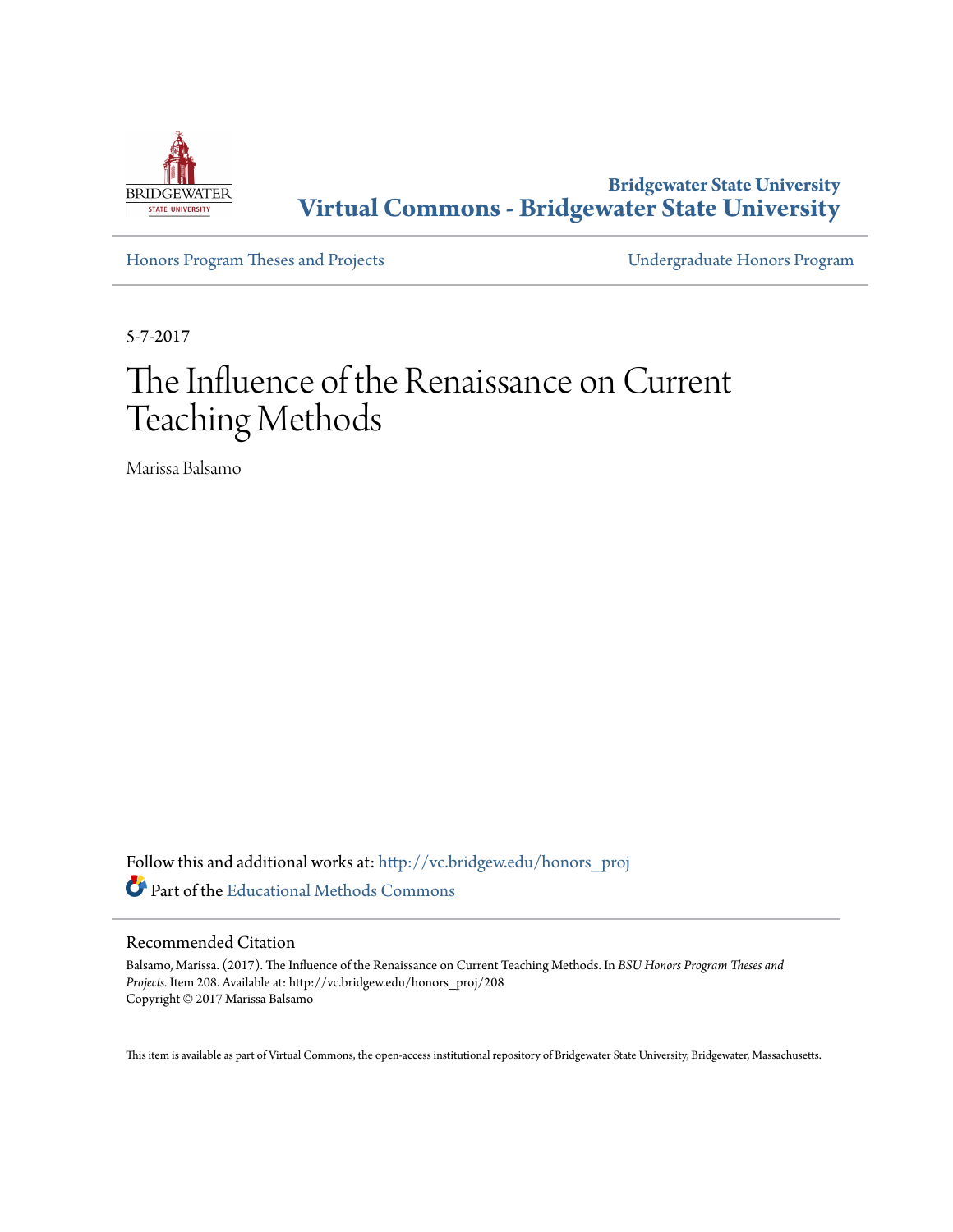Bridgewater State University
**Virtual Commons - Bridgewater State University**

Honors Program Theses and Projects | Undergraduate Honors Program

5-7-2017

# The Influence of the Renaissance on Current Teaching Methods

Marissa Balsamo

Follow this and additional works at: http://vc.bridgew.edu/honors_proj

Part of the Educational Methods Commons

## Recommended Citation

Balsamo, Marissa. (2017). The Influence of the Renaissance on Current Teaching Methods. In *BSU Honors Program Theses and Projects.* Item 208. Available at: http://vc.bridgew.edu/honors_proj/208
Copyright © 2017 Marissa Balsamo

This item is available as part of Virtual Commons, the open-access institutional repository of Bridgewater State University, Bridgewater, Massachusetts.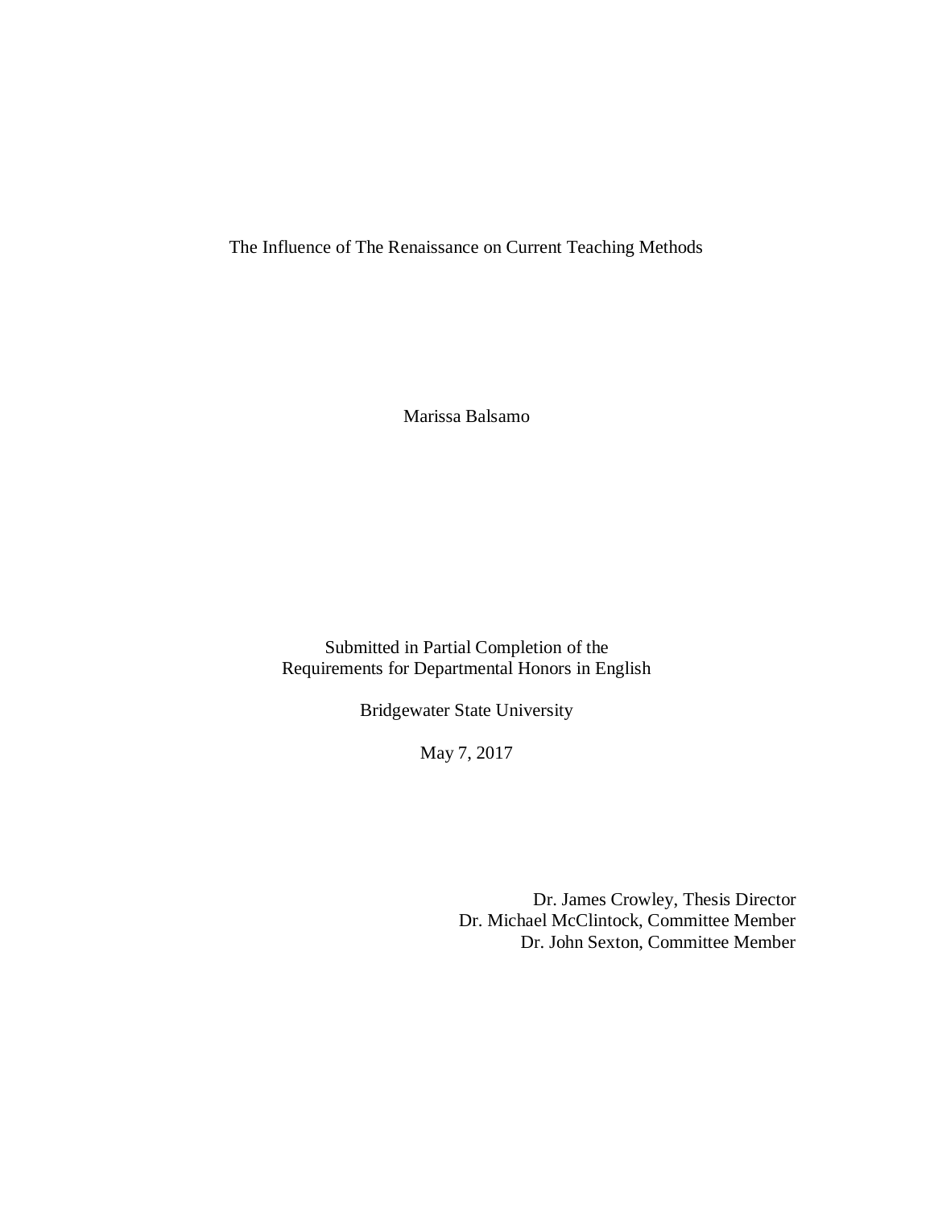# The Influence of The Renaissance on Current Teaching Methods

Marissa Balsamo

Submitted in Partial Completion of the
Requirements for Departmental Honors in English

Bridgewater State University

May 7, 2017

Dr. James Crowley, Thesis Director
Dr. Michael McClintock, Committee Member
Dr. John Sexton, Committee Member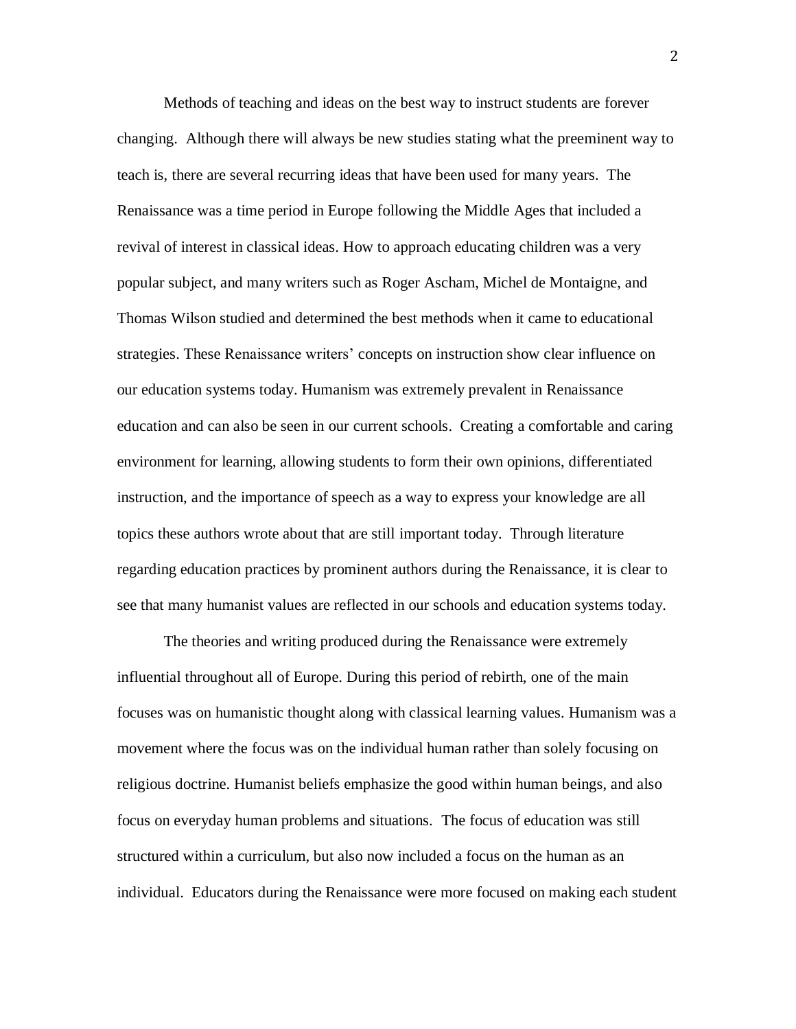Methods of teaching and ideas on the best way to instruct students are forever changing. Although there will always be new studies stating what the preeminent way to teach is, there are several recurring ideas that have been used for many years. The Renaissance was a time period in Europe following the Middle Ages that included a revival of interest in classical ideas. How to approach educating children was a very popular subject, and many writers such as Roger Ascham, Michel de Montaigne, and Thomas Wilson studied and determined the best methods when it came to educational strategies. These Renaissance writers' concepts on instruction show clear influence on our education systems today. Humanism was extremely prevalent in Renaissance education and can also be seen in our current schools. Creating a comfortable and caring environment for learning, allowing students to form their own opinions, differentiated instruction, and the importance of speech as a way to express your knowledge are all topics these authors wrote about that are still important today. Through literature regarding education practices by prominent authors during the Renaissance, it is clear to see that many humanist values are reflected in our schools and education systems today.

The theories and writing produced during the Renaissance were extremely influential throughout all of Europe. During this period of rebirth, one of the main focuses was on humanistic thought along with classical learning values. Humanism was a movement where the focus was on the individual human rather than solely focusing on religious doctrine. Humanist beliefs emphasize the good within human beings, and also focus on everyday human problems and situations. The focus of education was still structured within a curriculum, but also now included a focus on the human as an individual. Educators during the Renaissance were more focused on making each student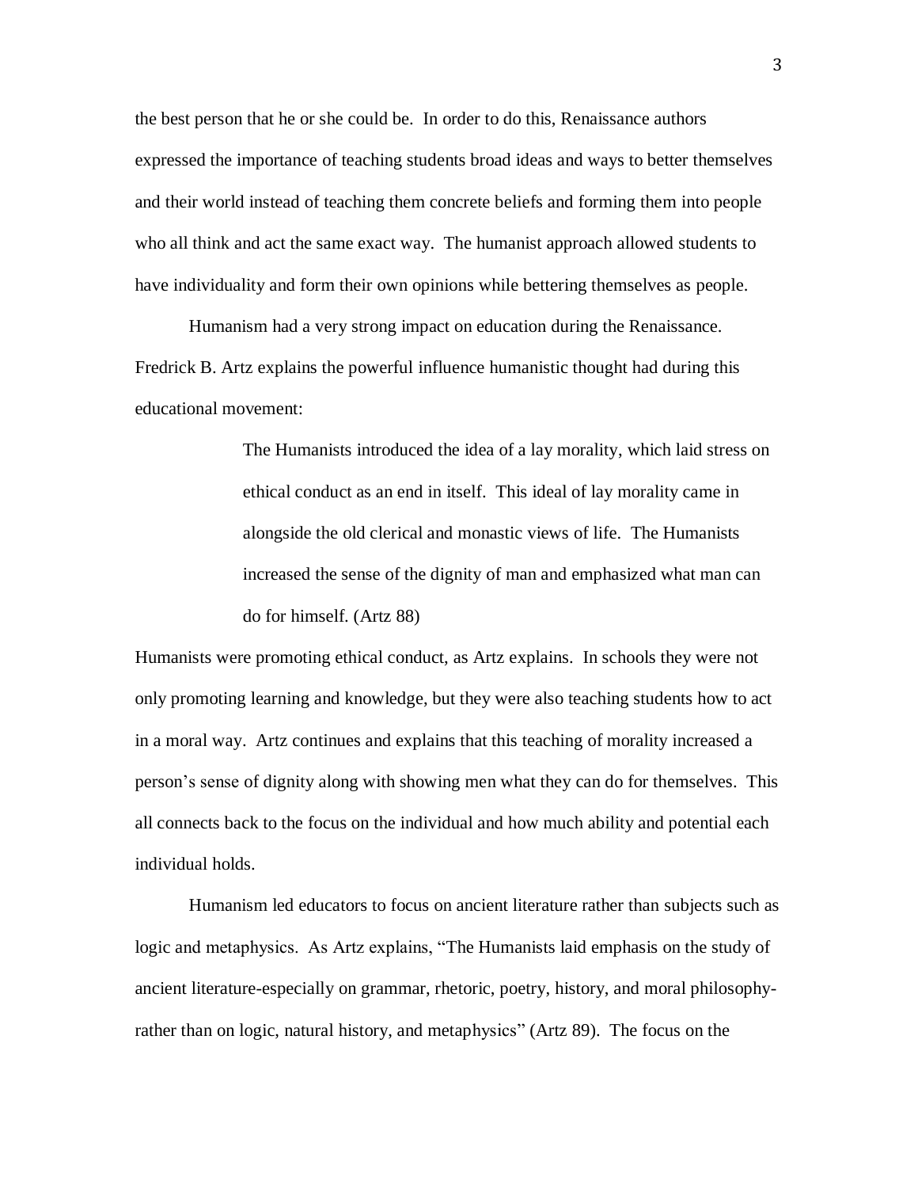the best person that he or she could be. In order to do this, Renaissance authors expressed the importance of teaching students broad ideas and ways to better themselves and their world instead of teaching them concrete beliefs and forming them into people who all think and act the same exact way. The humanist approach allowed students to have individuality and form their own opinions while bettering themselves as people.

Humanism had a very strong impact on education during the Renaissance. Fredrick B. Artz explains the powerful influence humanistic thought had during this educational movement:

> The Humanists introduced the idea of a lay morality, which laid stress on ethical conduct as an end in itself. This ideal of lay morality came in alongside the old clerical and monastic views of life. The Humanists increased the sense of the dignity of man and emphasized what man can do for himself. (Artz 88)

Humanists were promoting ethical conduct, as Artz explains. In schools they were not only promoting learning and knowledge, but they were also teaching students how to act in a moral way. Artz continues and explains that this teaching of morality increased a person's sense of dignity along with showing men what they can do for themselves. This all connects back to the focus on the individual and how much ability and potential each individual holds.

Humanism led educators to focus on ancient literature rather than subjects such as logic and metaphysics. As Artz explains, "The Humanists laid emphasis on the study of ancient literature-especially on grammar, rhetoric, poetry, history, and moral philosophy-rather than on logic, natural history, and metaphysics" (Artz 89). The focus on the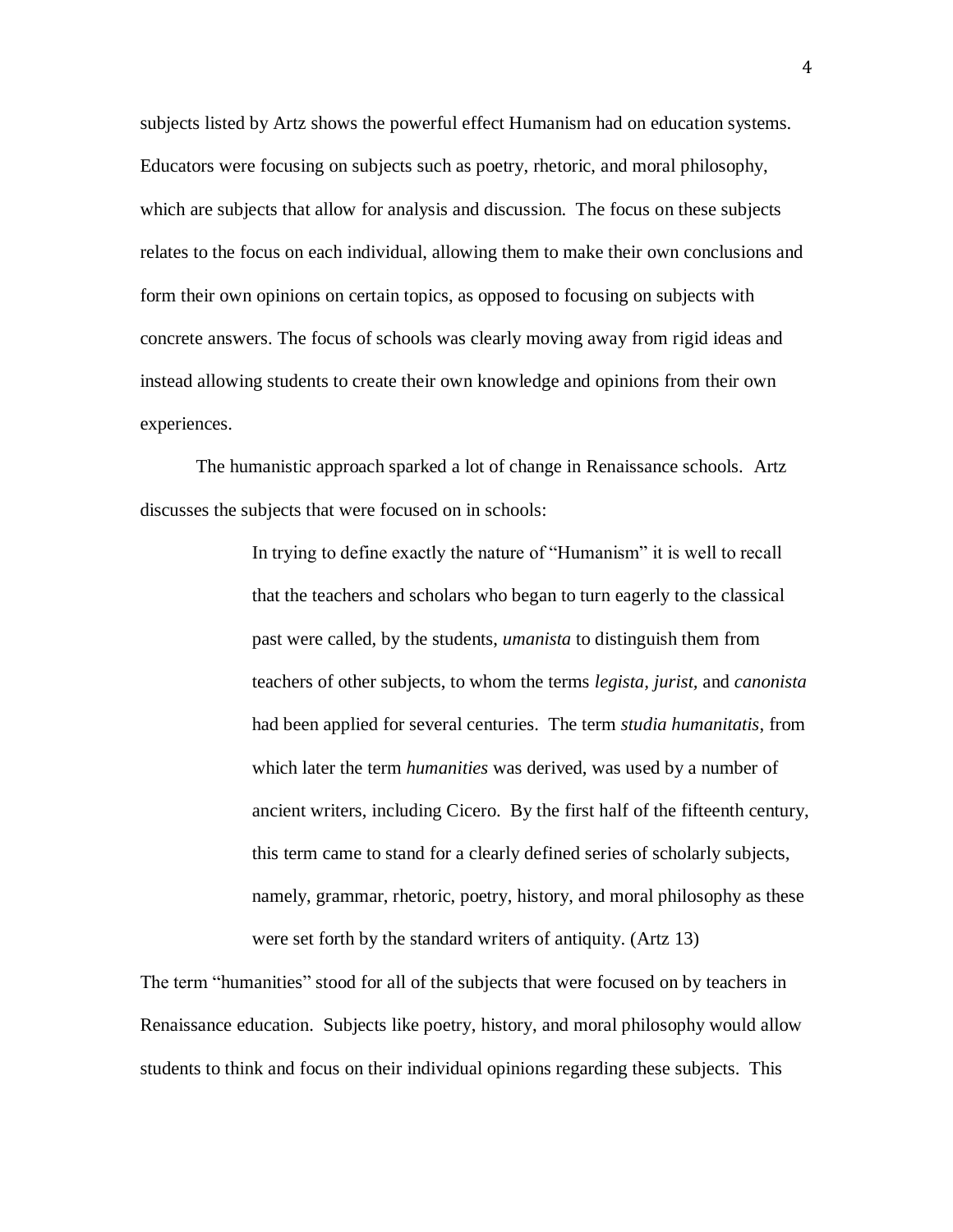subjects listed by Artz shows the powerful effect Humanism had on education systems. Educators were focusing on subjects such as poetry, rhetoric, and moral philosophy, which are subjects that allow for analysis and discussion. The focus on these subjects relates to the focus on each individual, allowing them to make their own conclusions and form their own opinions on certain topics, as opposed to focusing on subjects with concrete answers. The focus of schools was clearly moving away from rigid ideas and instead allowing students to create their own knowledge and opinions from their own experiences.

The humanistic approach sparked a lot of change in Renaissance schools. Artz discusses the subjects that were focused on in schools:

> In trying to define exactly the nature of "Humanism" it is well to recall that the teachers and scholars who began to turn eagerly to the classical past were called, by the students, *umanista* to distinguish them from teachers of other subjects, to whom the terms *legista, jurist,* and *canonista* had been applied for several centuries. The term *studia humanitatis*, from which later the term *humanities* was derived, was used by a number of ancient writers, including Cicero. By the first half of the fifteenth century, this term came to stand for a clearly defined series of scholarly subjects, namely, grammar, rhetoric, poetry, history, and moral philosophy as these were set forth by the standard writers of antiquity. (Artz 13)

The term "humanities" stood for all of the subjects that were focused on by teachers in Renaissance education. Subjects like poetry, history, and moral philosophy would allow students to think and focus on their individual opinions regarding these subjects. This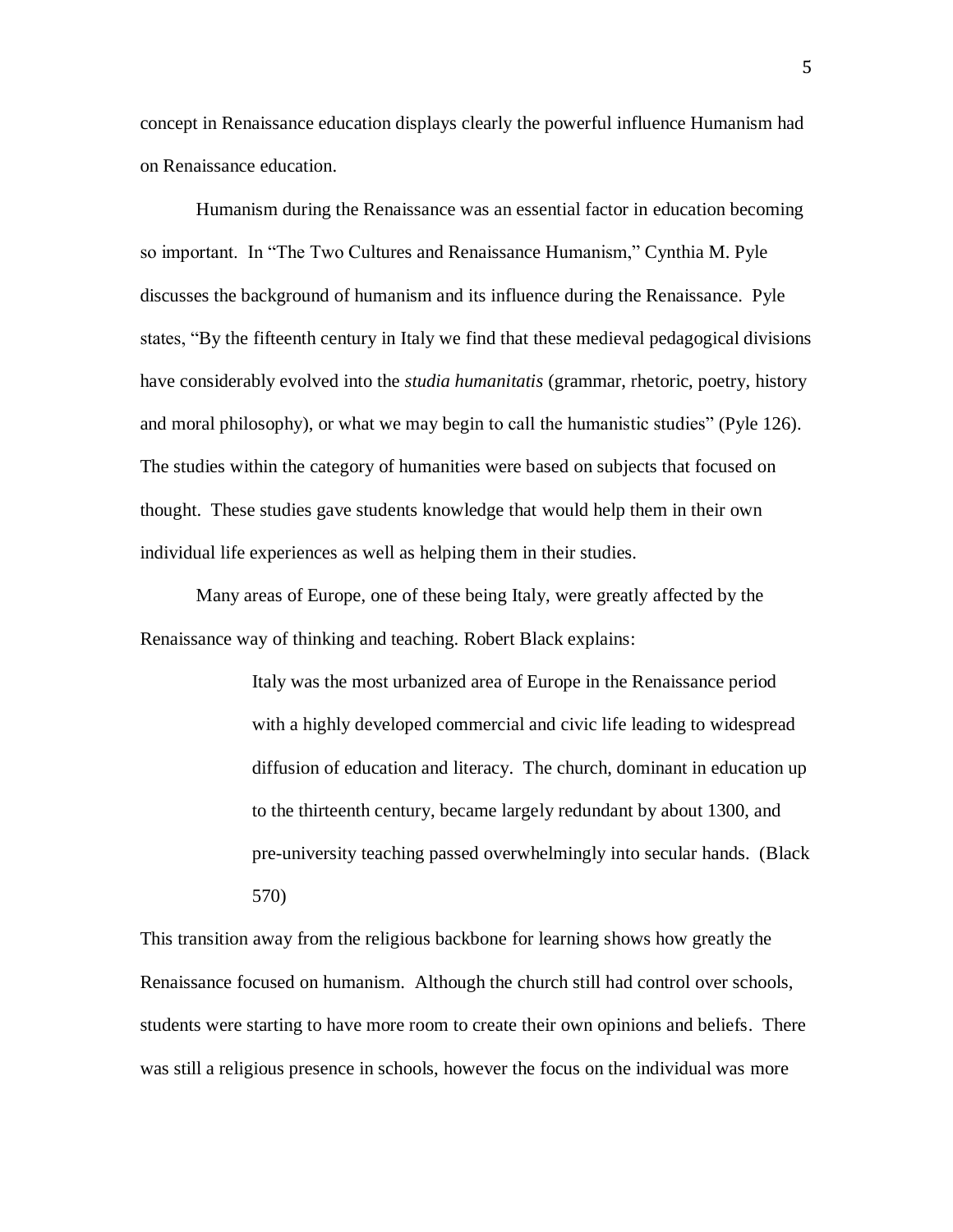concept in Renaissance education displays clearly the powerful influence Humanism had on Renaissance education.

Humanism during the Renaissance was an essential factor in education becoming so important. In "The Two Cultures and Renaissance Humanism," Cynthia M. Pyle discusses the background of humanism and its influence during the Renaissance. Pyle states, "By the fifteenth century in Italy we find that these medieval pedagogical divisions have considerably evolved into the *studia humanitatis* (grammar, rhetoric, poetry, history and moral philosophy), or what we may begin to call the humanistic studies" (Pyle 126). The studies within the category of humanities were based on subjects that focused on thought. These studies gave students knowledge that would help them in their own individual life experiences as well as helping them in their studies.

Many areas of Europe, one of these being Italy, were greatly affected by the Renaissance way of thinking and teaching. Robert Black explains:

> Italy was the most urbanized area of Europe in the Renaissance period with a highly developed commercial and civic life leading to widespread diffusion of education and literacy. The church, dominant in education up to the thirteenth century, became largely redundant by about 1300, and pre-university teaching passed overwhelmingly into secular hands. (Black 570)

This transition away from the religious backbone for learning shows how greatly the Renaissance focused on humanism. Although the church still had control over schools, students were starting to have more room to create their own opinions and beliefs. There was still a religious presence in schools, however the focus on the individual was more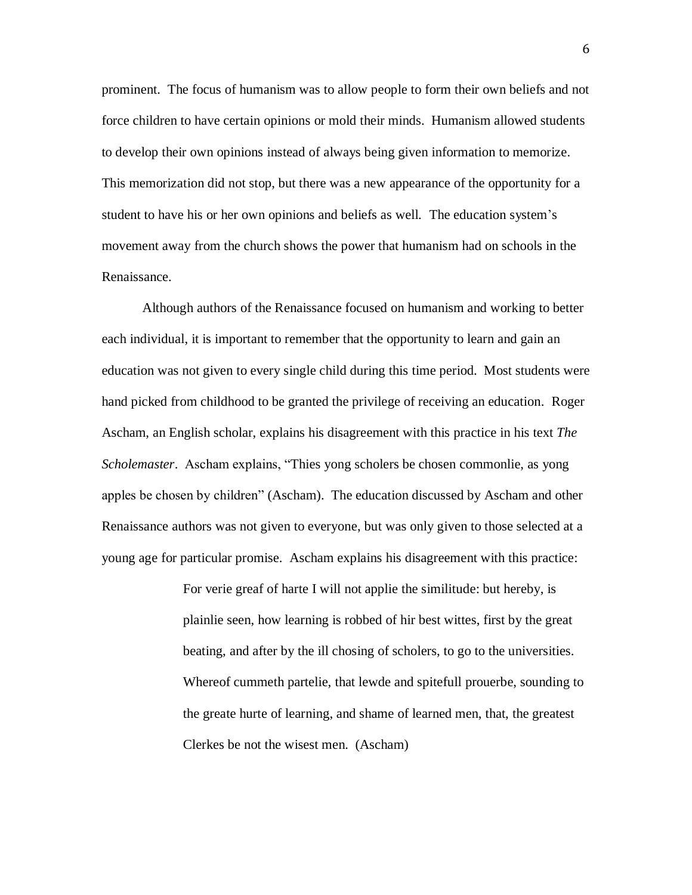prominent. The focus of humanism was to allow people to form their own beliefs and not force children to have certain opinions or mold their minds. Humanism allowed students to develop their own opinions instead of always being given information to memorize. This memorization did not stop, but there was a new appearance of the opportunity for a student to have his or her own opinions and beliefs as well. The education system's movement away from the church shows the power that humanism had on schools in the Renaissance.

Although authors of the Renaissance focused on humanism and working to better each individual, it is important to remember that the opportunity to learn and gain an education was not given to every single child during this time period. Most students were hand picked from childhood to be granted the privilege of receiving an education. Roger Ascham, an English scholar, explains his disagreement with this practice in his text *The Scholemaster*. Ascham explains, "Thies yong scholers be chosen commonlie, as yong apples be chosen by children" (Ascham). The education discussed by Ascham and other Renaissance authors was not given to everyone, but was only given to those selected at a young age for particular promise. Ascham explains his disagreement with this practice:

> For verie greaf of harte I will not applie the similitude: but hereby, is plainlie seen, how learning is robbed of hir best wittes, first by the great beating, and after by the ill chosing of scholers, to go to the universities. Whereof cummeth partelie, that lewde and spitefull prouerbe, sounding to the greate hurte of learning, and shame of learned men, that, the greatest Clerkes be not the wisest men. (Ascham)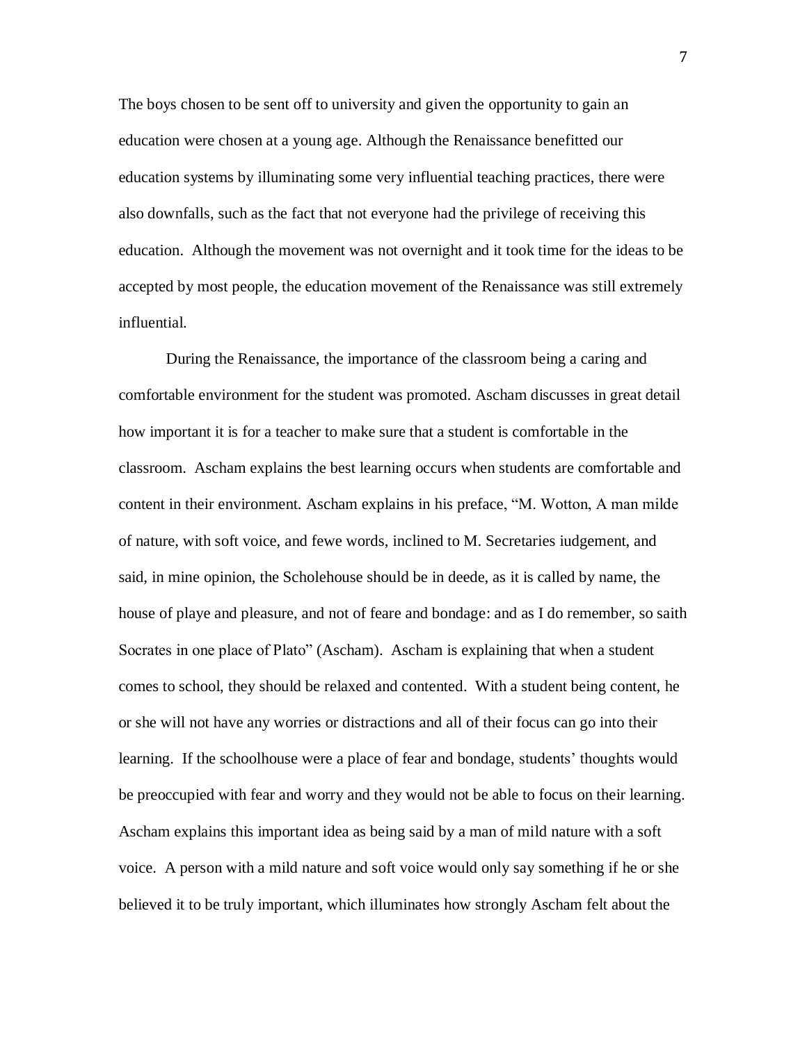The boys chosen to be sent off to university and given the opportunity to gain an education were chosen at a young age. Although the Renaissance benefitted our education systems by illuminating some very influential teaching practices, there were also downfalls, such as the fact that not everyone had the privilege of receiving this education. Although the movement was not overnight and it took time for the ideas to be accepted by most people, the education movement of the Renaissance was still extremely influential.

During the Renaissance, the importance of the classroom being a caring and comfortable environment for the student was promoted. Ascham discusses in great detail how important it is for a teacher to make sure that a student is comfortable in the classroom. Ascham explains the best learning occurs when students are comfortable and content in their environment. Ascham explains in his preface, "M. Wotton, A man milde of nature, with soft voice, and fewe words, inclined to M. Secretaries iudgement, and said, in mine opinion, the Scholehouse should be in deede, as it is called by name, the house of playe and pleasure, and not of feare and bondage: and as I do remember, so saith Socrates in one place of Plato" (Ascham). Ascham is explaining that when a student comes to school, they should be relaxed and contented. With a student being content, he or she will not have any worries or distractions and all of their focus can go into their learning. If the schoolhouse were a place of fear and bondage, students' thoughts would be preoccupied with fear and worry and they would not be able to focus on their learning. Ascham explains this important idea as being said by a man of mild nature with a soft voice. A person with a mild nature and soft voice would only say something if he or she believed it to be truly important, which illuminates how strongly Ascham felt about the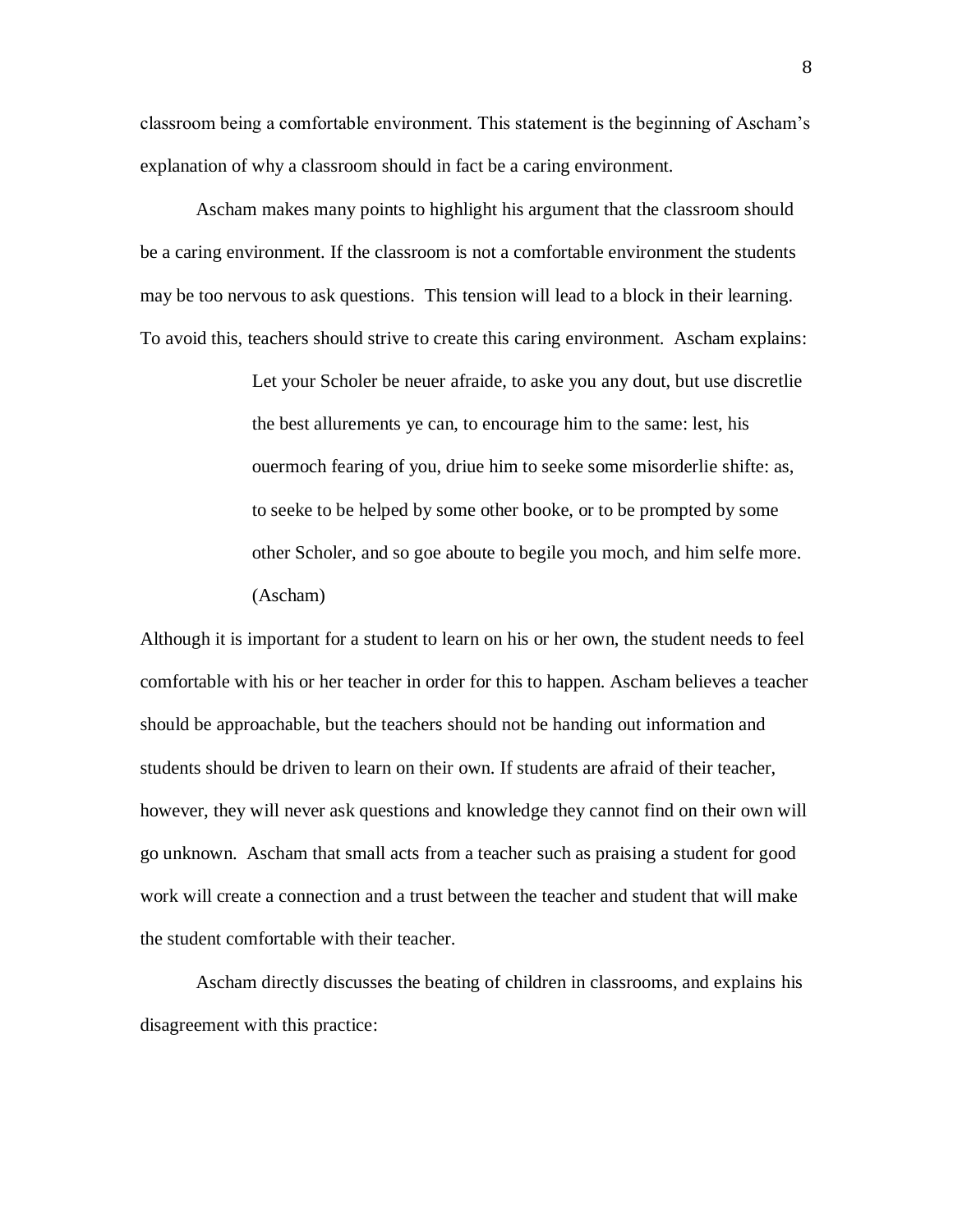classroom being a comfortable environment. This statement is the beginning of Ascham's explanation of why a classroom should in fact be a caring environment.

Ascham makes many points to highlight his argument that the classroom should be a caring environment. If the classroom is not a comfortable environment the students may be too nervous to ask questions. This tension will lead to a block in their learning. To avoid this, teachers should strive to create this caring environment. Ascham explains:

> Let your Scholer be neuer afraide, to aske you any dout, but use discretlie the best allurements ye can, to encourage him to the same: lest, his ouermoch fearing of you, driue him to seeke some misorderlie shifte: as, to seeke to be helped by some other booke, or to be prompted by some other Scholer, and so goe aboute to begile you moch, and him selfe more. (Ascham)

Although it is important for a student to learn on his or her own, the student needs to feel comfortable with his or her teacher in order for this to happen. Ascham believes a teacher should be approachable, but the teachers should not be handing out information and students should be driven to learn on their own. If students are afraid of their teacher, however, they will never ask questions and knowledge they cannot find on their own will go unknown. Ascham that small acts from a teacher such as praising a student for good work will create a connection and a trust between the teacher and student that will make the student comfortable with their teacher.

Ascham directly discusses the beating of children in classrooms, and explains his disagreement with this practice: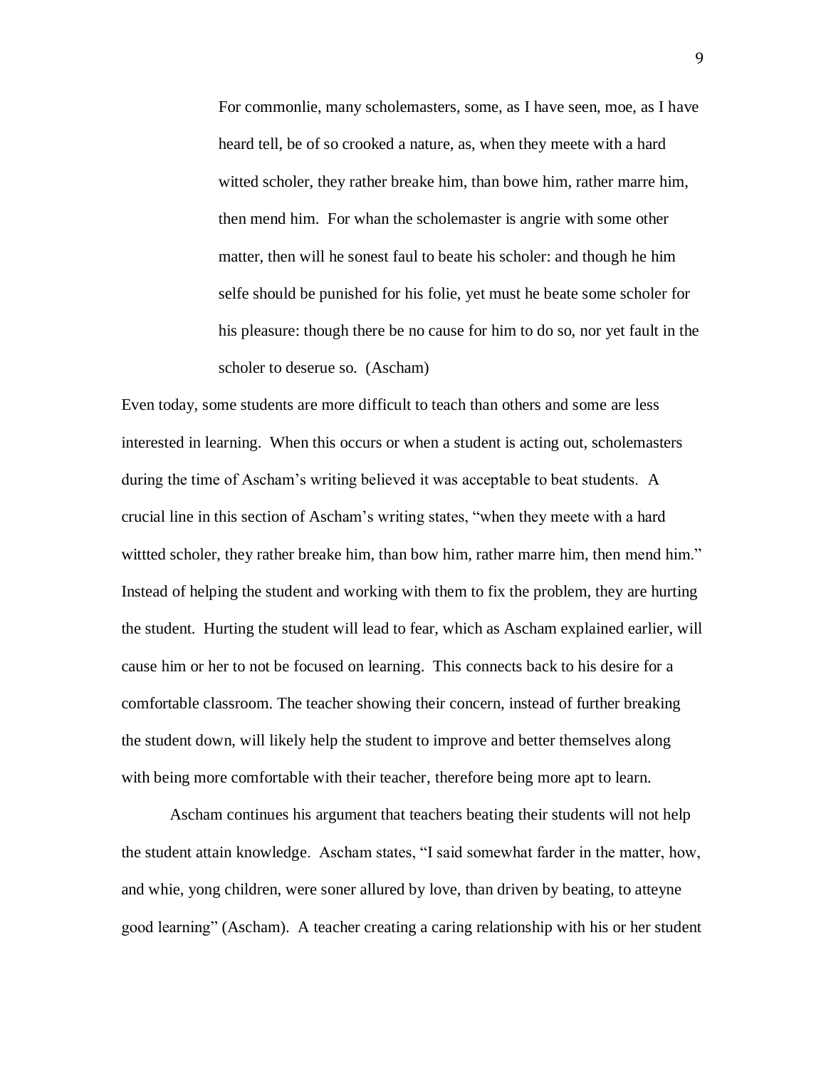> For commonlie, many scholemasters, some, as I have seen, moe, as I have heard tell, be of so crooked a nature, as, when they meete with a hard witted scholer, they rather breake him, than bowe him, rather marre him, then mend him. For whan the scholemaster is angrie with some other matter, then will he sonest faul to beate his scholer: and though he him selfe should be punished for his folie, yet must he beate some scholer for his pleasure: though there be no cause for him to do so, nor yet fault in the scholer to deserue so. (Ascham)

Even today, some students are more difficult to teach than others and some are less interested in learning. When this occurs or when a student is acting out, scholemasters during the time of Ascham's writing believed it was acceptable to beat students. A crucial line in this section of Ascham's writing states, "when they meete with a hard wittted scholer, they rather breake him, than bow him, rather marre him, then mend him." Instead of helping the student and working with them to fix the problem, they are hurting the student. Hurting the student will lead to fear, which as Ascham explained earlier, will cause him or her to not be focused on learning. This connects back to his desire for a comfortable classroom. The teacher showing their concern, instead of further breaking the student down, will likely help the student to improve and better themselves along with being more comfortable with their teacher, therefore being more apt to learn.

Ascham continues his argument that teachers beating their students will not help the student attain knowledge. Ascham states, "I said somewhat farder in the matter, how, and whie, yong children, were soner allured by love, than driven by beating, to atteyne good learning" (Ascham). A teacher creating a caring relationship with his or her student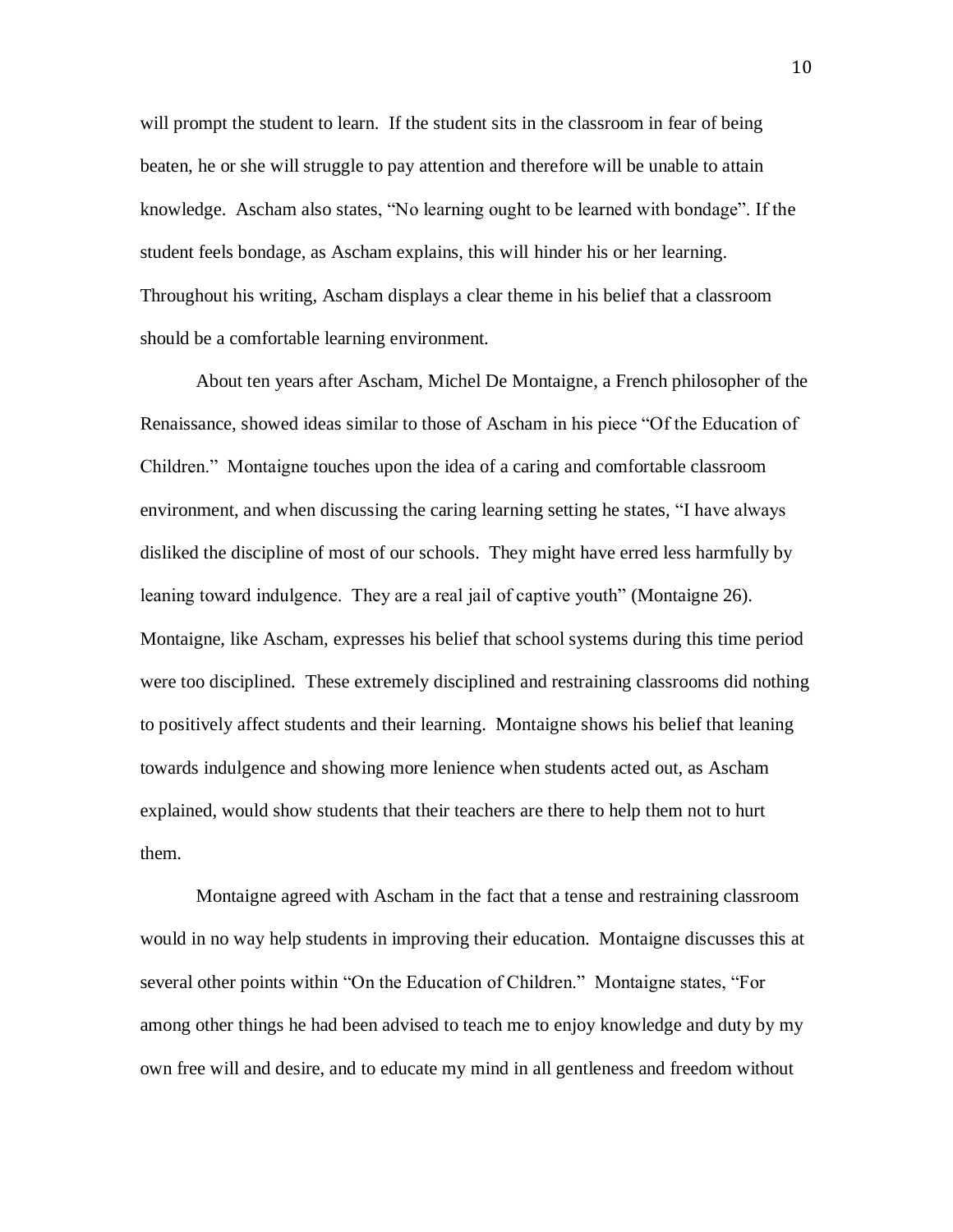will prompt the student to learn. If the student sits in the classroom in fear of being beaten, he or she will struggle to pay attention and therefore will be unable to attain knowledge. Ascham also states, "No learning ought to be learned with bondage". If the student feels bondage, as Ascham explains, this will hinder his or her learning. Throughout his writing, Ascham displays a clear theme in his belief that a classroom should be a comfortable learning environment.

About ten years after Ascham, Michel De Montaigne, a French philosopher of the Renaissance, showed ideas similar to those of Ascham in his piece "Of the Education of Children." Montaigne touches upon the idea of a caring and comfortable classroom environment, and when discussing the caring learning setting he states, "I have always disliked the discipline of most of our schools. They might have erred less harmfully by leaning toward indulgence. They are a real jail of captive youth" (Montaigne 26). Montaigne, like Ascham, expresses his belief that school systems during this time period were too disciplined. These extremely disciplined and restraining classrooms did nothing to positively affect students and their learning. Montaigne shows his belief that leaning towards indulgence and showing more lenience when students acted out, as Ascham explained, would show students that their teachers are there to help them not to hurt them.

Montaigne agreed with Ascham in the fact that a tense and restraining classroom would in no way help students in improving their education. Montaigne discusses this at several other points within "On the Education of Children." Montaigne states, "For among other things he had been advised to teach me to enjoy knowledge and duty by my own free will and desire, and to educate my mind in all gentleness and freedom without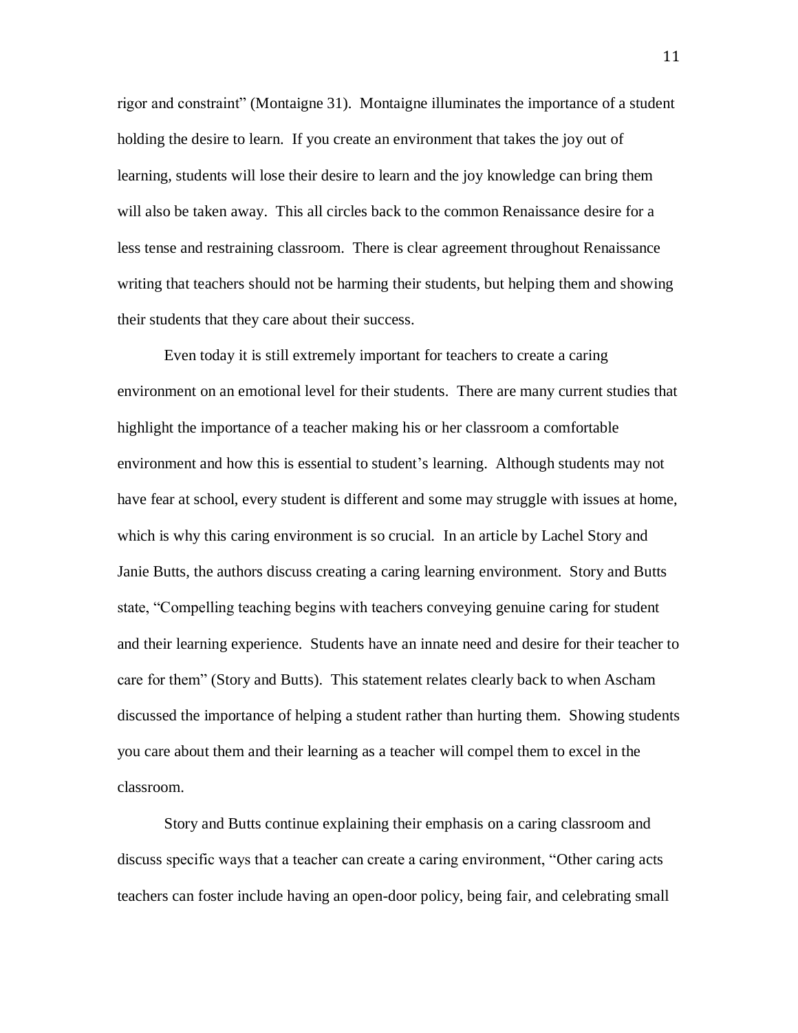rigor and constraint" (Montaigne 31). Montaigne illuminates the importance of a student holding the desire to learn. If you create an environment that takes the joy out of learning, students will lose their desire to learn and the joy knowledge can bring them will also be taken away. This all circles back to the common Renaissance desire for a less tense and restraining classroom. There is clear agreement throughout Renaissance writing that teachers should not be harming their students, but helping them and showing their students that they care about their success.

Even today it is still extremely important for teachers to create a caring environment on an emotional level for their students. There are many current studies that highlight the importance of a teacher making his or her classroom a comfortable environment and how this is essential to student's learning. Although students may not have fear at school, every student is different and some may struggle with issues at home, which is why this caring environment is so crucial. In an article by Lachel Story and Janie Butts, the authors discuss creating a caring learning environment. Story and Butts state, "Compelling teaching begins with teachers conveying genuine caring for student and their learning experience. Students have an innate need and desire for their teacher to care for them" (Story and Butts). This statement relates clearly back to when Ascham discussed the importance of helping a student rather than hurting them. Showing students you care about them and their learning as a teacher will compel them to excel in the classroom.

Story and Butts continue explaining their emphasis on a caring classroom and discuss specific ways that a teacher can create a caring environment, "Other caring acts teachers can foster include having an open-door policy, being fair, and celebrating small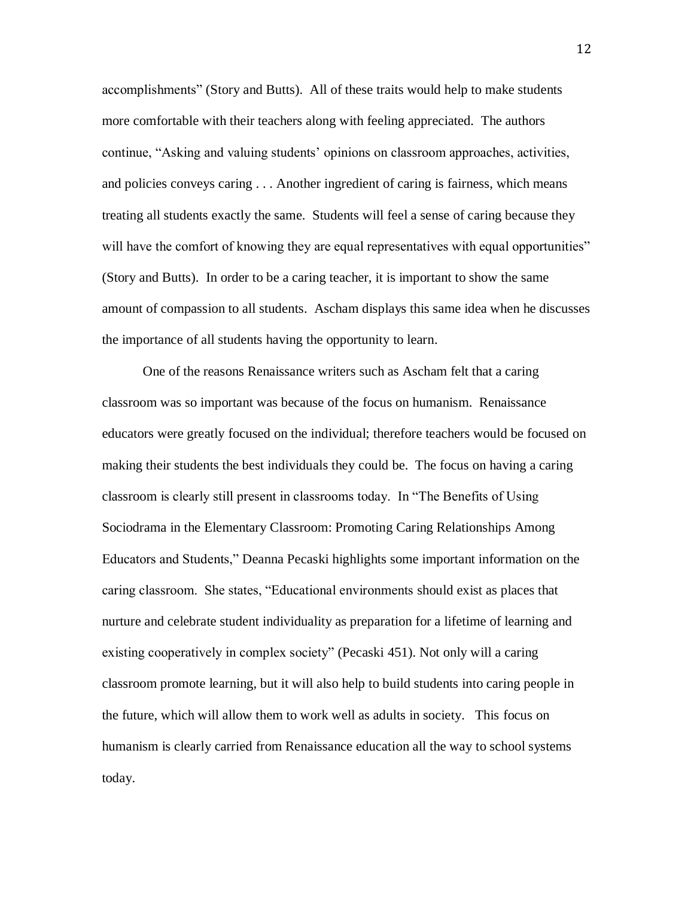accomplishments" (Story and Butts). All of these traits would help to make students more comfortable with their teachers along with feeling appreciated. The authors continue, "Asking and valuing students' opinions on classroom approaches, activities, and policies conveys caring . . . Another ingredient of caring is fairness, which means treating all students exactly the same. Students will feel a sense of caring because they will have the comfort of knowing they are equal representatives with equal opportunities" (Story and Butts). In order to be a caring teacher, it is important to show the same amount of compassion to all students. Ascham displays this same idea when he discusses the importance of all students having the opportunity to learn.

One of the reasons Renaissance writers such as Ascham felt that a caring classroom was so important was because of the focus on humanism. Renaissance educators were greatly focused on the individual; therefore teachers would be focused on making their students the best individuals they could be. The focus on having a caring classroom is clearly still present in classrooms today. In "The Benefits of Using Sociodrama in the Elementary Classroom: Promoting Caring Relationships Among Educators and Students," Deanna Pecaski highlights some important information on the caring classroom. She states, "Educational environments should exist as places that nurture and celebrate student individuality as preparation for a lifetime of learning and existing cooperatively in complex society" (Pecaski 451). Not only will a caring classroom promote learning, but it will also help to build students into caring people in the future, which will allow them to work well as adults in society. This focus on humanism is clearly carried from Renaissance education all the way to school systems today.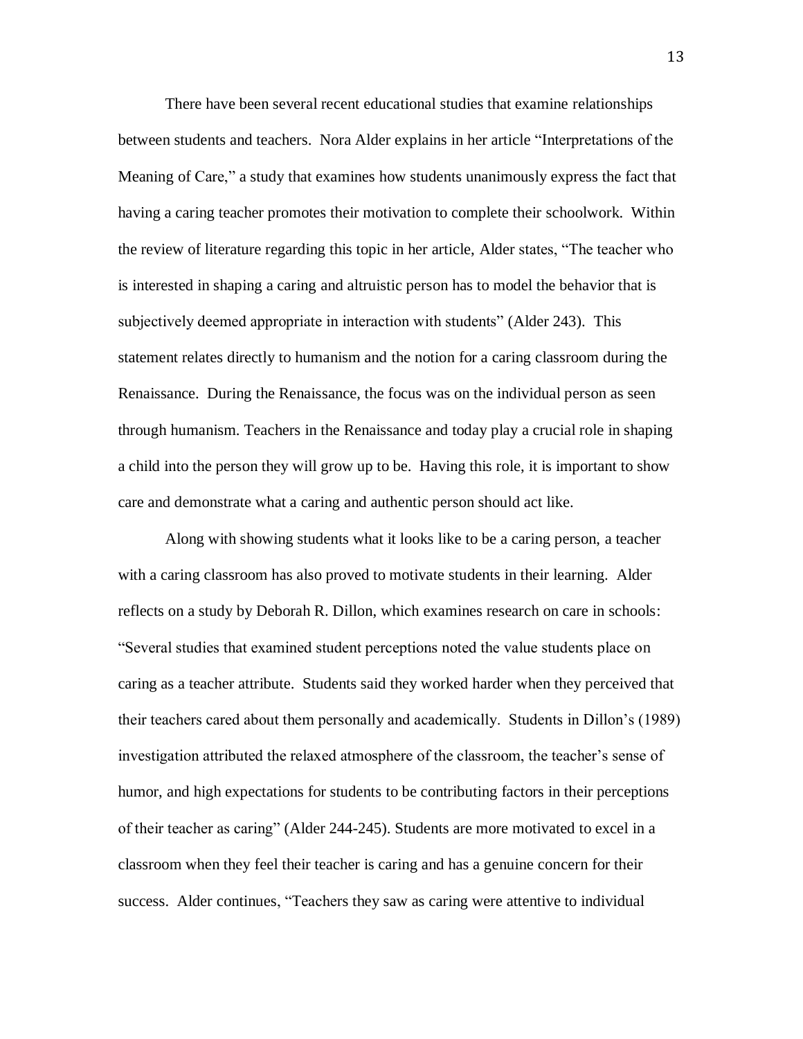There have been several recent educational studies that examine relationships between students and teachers. Nora Alder explains in her article "Interpretations of the Meaning of Care," a study that examines how students unanimously express the fact that having a caring teacher promotes their motivation to complete their schoolwork. Within the review of literature regarding this topic in her article, Alder states, "The teacher who is interested in shaping a caring and altruistic person has to model the behavior that is subjectively deemed appropriate in interaction with students" (Alder 243). This statement relates directly to humanism and the notion for a caring classroom during the Renaissance. During the Renaissance, the focus was on the individual person as seen through humanism. Teachers in the Renaissance and today play a crucial role in shaping a child into the person they will grow up to be. Having this role, it is important to show care and demonstrate what a caring and authentic person should act like.

Along with showing students what it looks like to be a caring person, a teacher with a caring classroom has also proved to motivate students in their learning. Alder reflects on a study by Deborah R. Dillon, which examines research on care in schools: "Several studies that examined student perceptions noted the value students place on caring as a teacher attribute. Students said they worked harder when they perceived that their teachers cared about them personally and academically. Students in Dillon's (1989) investigation attributed the relaxed atmosphere of the classroom, the teacher's sense of humor, and high expectations for students to be contributing factors in their perceptions of their teacher as caring" (Alder 244-245). Students are more motivated to excel in a classroom when they feel their teacher is caring and has a genuine concern for their success. Alder continues, "Teachers they saw as caring were attentive to individual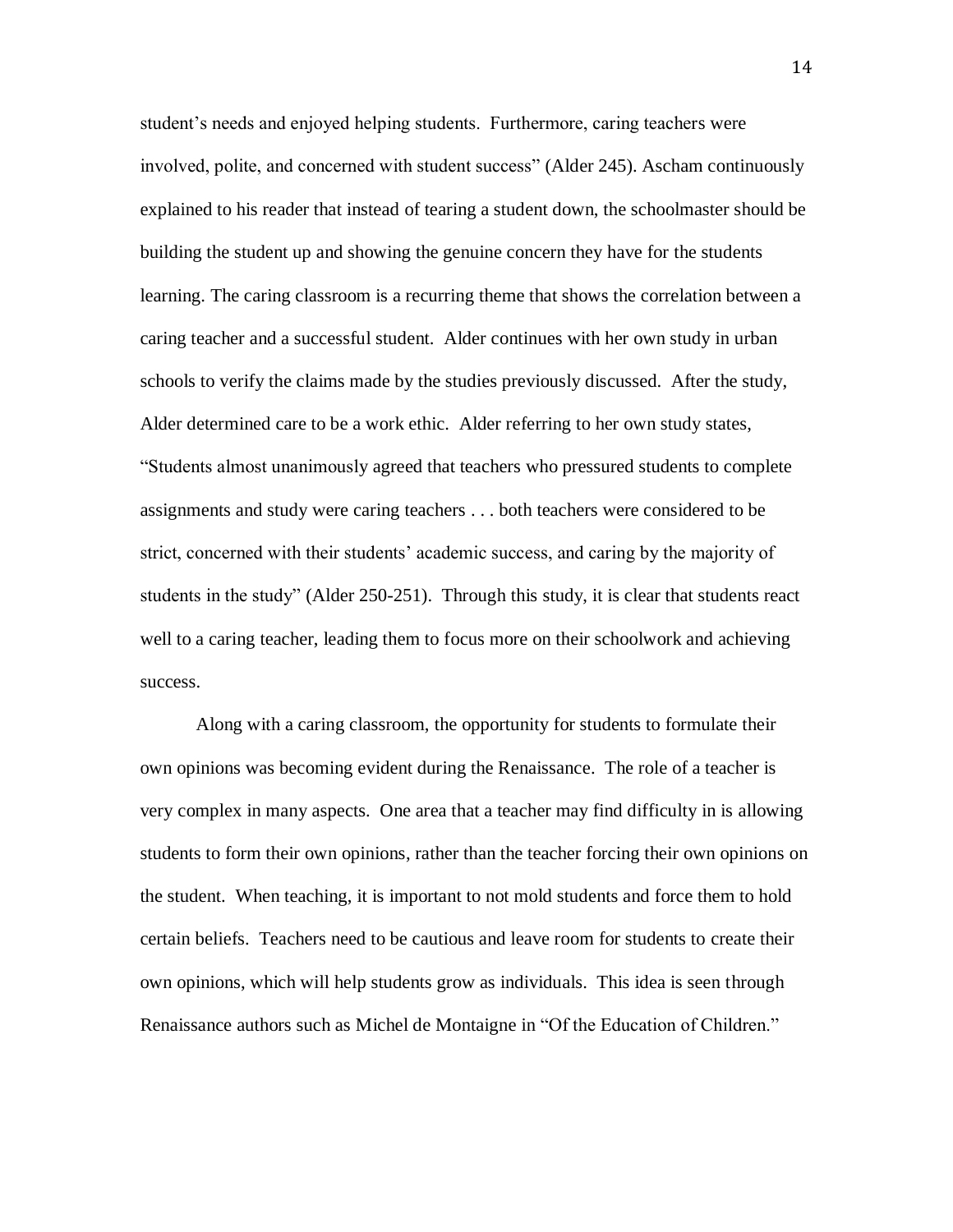student's needs and enjoyed helping students. Furthermore, caring teachers were involved, polite, and concerned with student success" (Alder 245). Ascham continuously explained to his reader that instead of tearing a student down, the schoolmaster should be building the student up and showing the genuine concern they have for the students learning. The caring classroom is a recurring theme that shows the correlation between a caring teacher and a successful student. Alder continues with her own study in urban schools to verify the claims made by the studies previously discussed. After the study, Alder determined care to be a work ethic. Alder referring to her own study states, "Students almost unanimously agreed that teachers who pressured students to complete assignments and study were caring teachers . . . both teachers were considered to be strict, concerned with their students' academic success, and caring by the majority of students in the study" (Alder 250-251). Through this study, it is clear that students react well to a caring teacher, leading them to focus more on their schoolwork and achieving success.

Along with a caring classroom, the opportunity for students to formulate their own opinions was becoming evident during the Renaissance. The role of a teacher is very complex in many aspects. One area that a teacher may find difficulty in is allowing students to form their own opinions, rather than the teacher forcing their own opinions on the student. When teaching, it is important to not mold students and force them to hold certain beliefs. Teachers need to be cautious and leave room for students to create their own opinions, which will help students grow as individuals. This idea is seen through Renaissance authors such as Michel de Montaigne in "Of the Education of Children."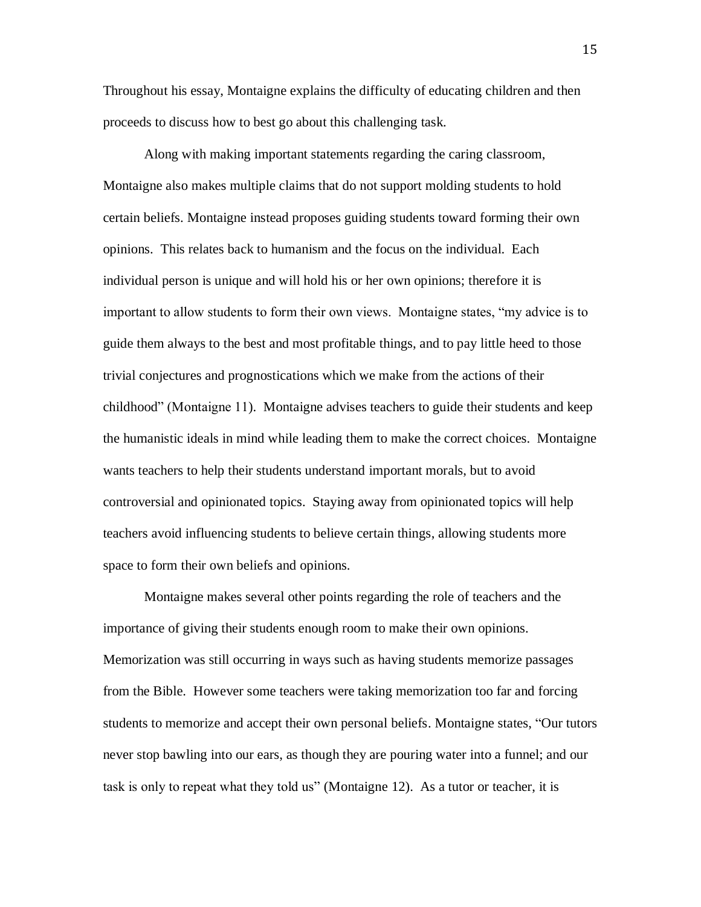Throughout his essay, Montaigne explains the difficulty of educating children and then proceeds to discuss how to best go about this challenging task.

Along with making important statements regarding the caring classroom, Montaigne also makes multiple claims that do not support molding students to hold certain beliefs. Montaigne instead proposes guiding students toward forming their own opinions. This relates back to humanism and the focus on the individual. Each individual person is unique and will hold his or her own opinions; therefore it is important to allow students to form their own views. Montaigne states, "my advice is to guide them always to the best and most profitable things, and to pay little heed to those trivial conjectures and prognostications which we make from the actions of their childhood" (Montaigne 11). Montaigne advises teachers to guide their students and keep the humanistic ideals in mind while leading them to make the correct choices. Montaigne wants teachers to help their students understand important morals, but to avoid controversial and opinionated topics. Staying away from opinionated topics will help teachers avoid influencing students to believe certain things, allowing students more space to form their own beliefs and opinions.

Montaigne makes several other points regarding the role of teachers and the importance of giving their students enough room to make their own opinions. Memorization was still occurring in ways such as having students memorize passages from the Bible. However some teachers were taking memorization too far and forcing students to memorize and accept their own personal beliefs. Montaigne states, "Our tutors never stop bawling into our ears, as though they are pouring water into a funnel; and our task is only to repeat what they told us" (Montaigne 12). As a tutor or teacher, it is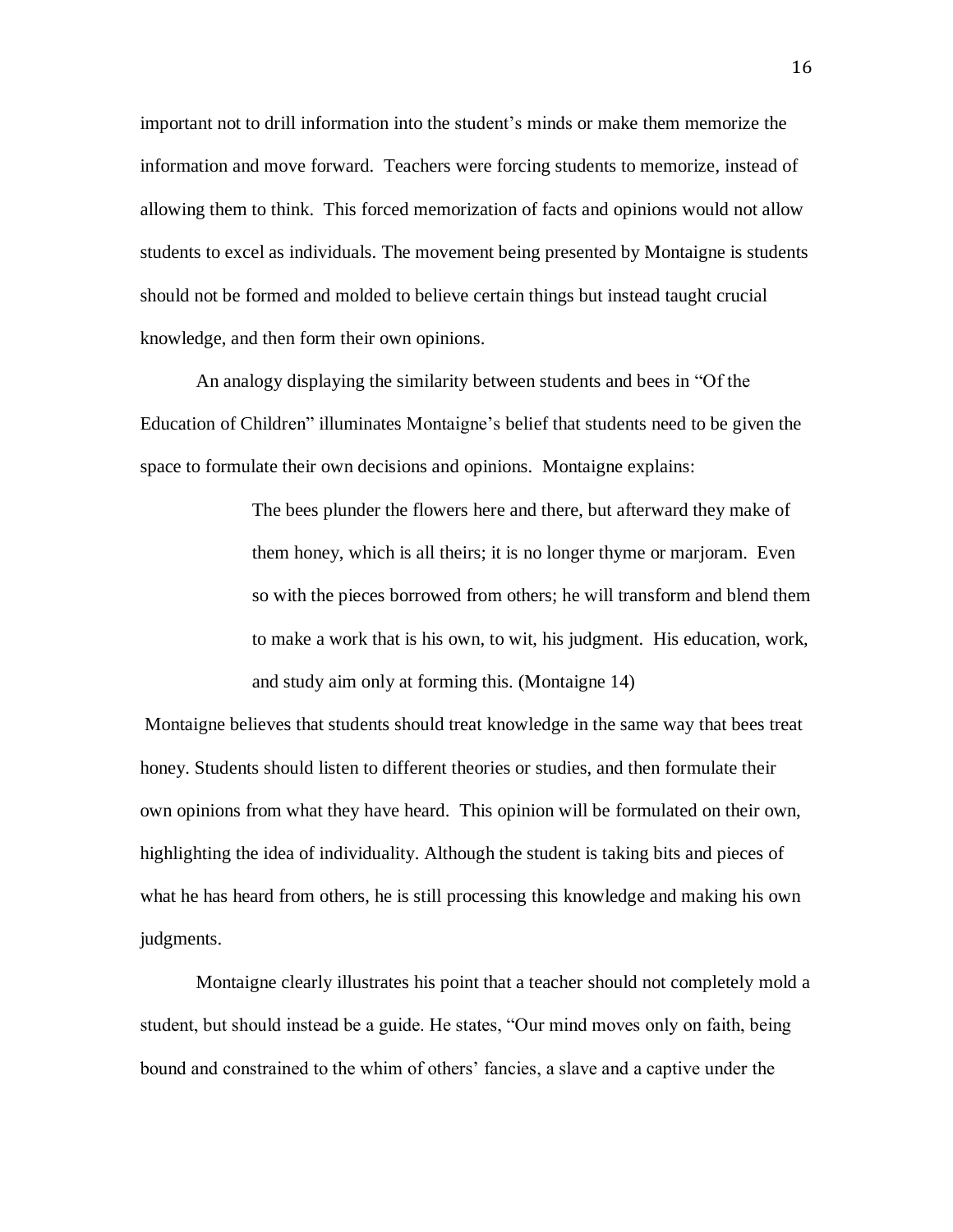important not to drill information into the student's minds or make them memorize the information and move forward. Teachers were forcing students to memorize, instead of allowing them to think. This forced memorization of facts and opinions would not allow students to excel as individuals. The movement being presented by Montaigne is students should not be formed and molded to believe certain things but instead taught crucial knowledge, and then form their own opinions.

An analogy displaying the similarity between students and bees in "Of the Education of Children" illuminates Montaigne's belief that students need to be given the space to formulate their own decisions and opinions. Montaigne explains:

> The bees plunder the flowers here and there, but afterward they make of them honey, which is all theirs; it is no longer thyme or marjoram. Even so with the pieces borrowed from others; he will transform and blend them to make a work that is his own, to wit, his judgment. His education, work, and study aim only at forming this. (Montaigne 14)

Montaigne believes that students should treat knowledge in the same way that bees treat honey. Students should listen to different theories or studies, and then formulate their own opinions from what they have heard. This opinion will be formulated on their own, highlighting the idea of individuality. Although the student is taking bits and pieces of what he has heard from others, he is still processing this knowledge and making his own judgments.

Montaigne clearly illustrates his point that a teacher should not completely mold a student, but should instead be a guide. He states, "Our mind moves only on faith, being bound and constrained to the whim of others' fancies, a slave and a captive under the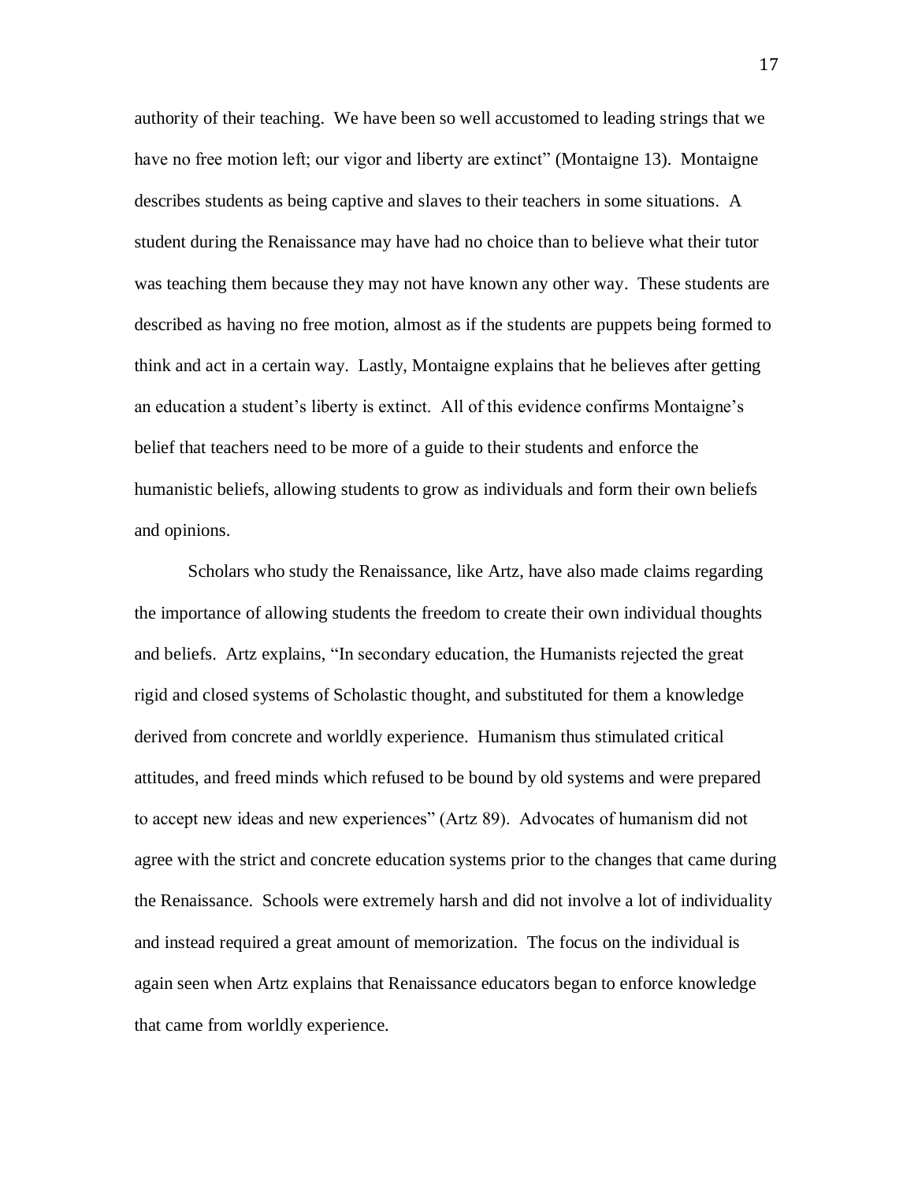authority of their teaching. We have been so well accustomed to leading strings that we have no free motion left; our vigor and liberty are extinct" (Montaigne 13). Montaigne describes students as being captive and slaves to their teachers in some situations. A student during the Renaissance may have had no choice than to believe what their tutor was teaching them because they may not have known any other way. These students are described as having no free motion, almost as if the students are puppets being formed to think and act in a certain way. Lastly, Montaigne explains that he believes after getting an education a student's liberty is extinct. All of this evidence confirms Montaigne's belief that teachers need to be more of a guide to their students and enforce the humanistic beliefs, allowing students to grow as individuals and form their own beliefs and opinions.

Scholars who study the Renaissance, like Artz, have also made claims regarding the importance of allowing students the freedom to create their own individual thoughts and beliefs. Artz explains, "In secondary education, the Humanists rejected the great rigid and closed systems of Scholastic thought, and substituted for them a knowledge derived from concrete and worldly experience. Humanism thus stimulated critical attitudes, and freed minds which refused to be bound by old systems and were prepared to accept new ideas and new experiences" (Artz 89). Advocates of humanism did not agree with the strict and concrete education systems prior to the changes that came during the Renaissance. Schools were extremely harsh and did not involve a lot of individuality and instead required a great amount of memorization. The focus on the individual is again seen when Artz explains that Renaissance educators began to enforce knowledge that came from worldly experience.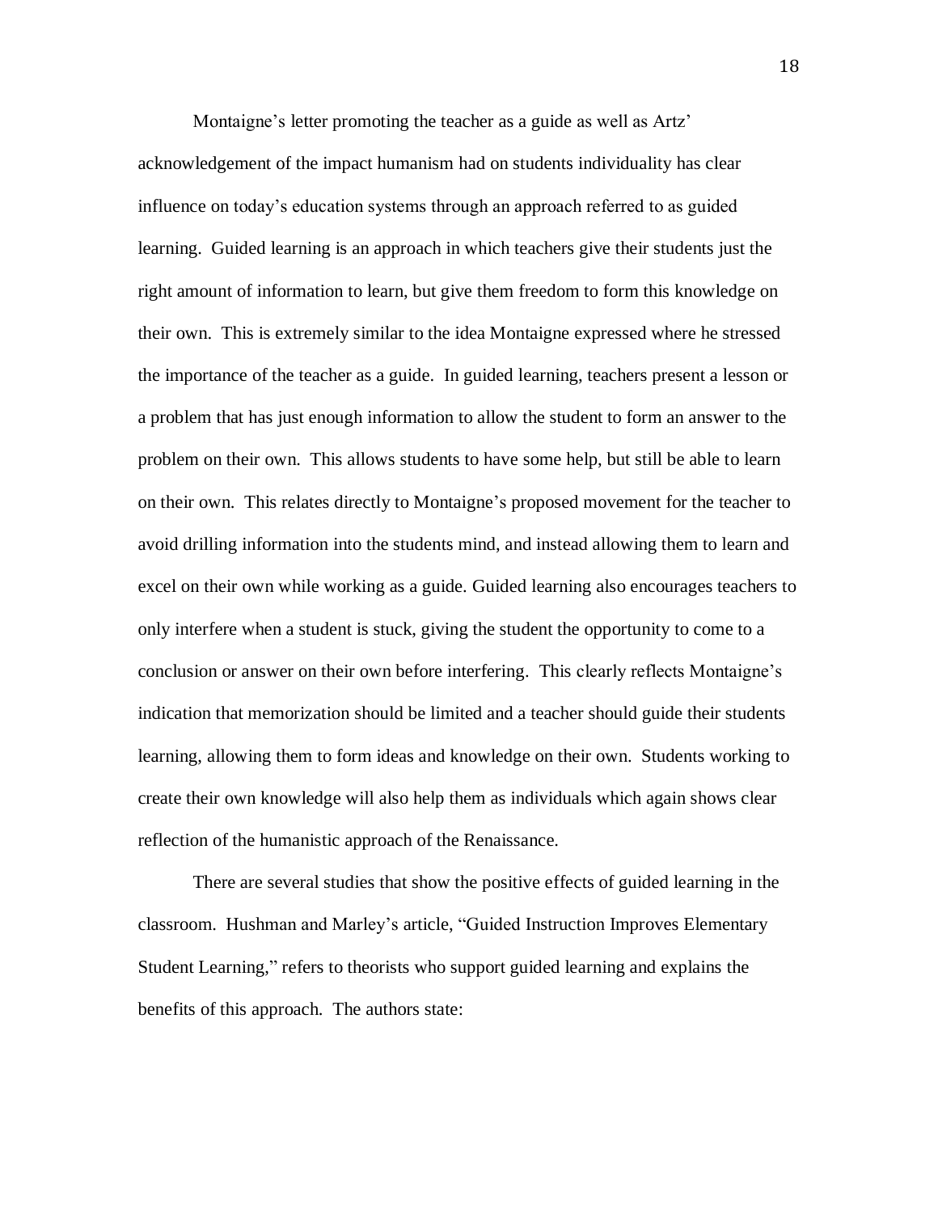Montaigne's letter promoting the teacher as a guide as well as Artz' acknowledgement of the impact humanism had on students individuality has clear influence on today's education systems through an approach referred to as guided learning. Guided learning is an approach in which teachers give their students just the right amount of information to learn, but give them freedom to form this knowledge on their own. This is extremely similar to the idea Montaigne expressed where he stressed the importance of the teacher as a guide. In guided learning, teachers present a lesson or a problem that has just enough information to allow the student to form an answer to the problem on their own. This allows students to have some help, but still be able to learn on their own. This relates directly to Montaigne's proposed movement for the teacher to avoid drilling information into the students mind, and instead allowing them to learn and excel on their own while working as a guide. Guided learning also encourages teachers to only interfere when a student is stuck, giving the student the opportunity to come to a conclusion or answer on their own before interfering. This clearly reflects Montaigne's indication that memorization should be limited and a teacher should guide their students learning, allowing them to form ideas and knowledge on their own. Students working to create their own knowledge will also help them as individuals which again shows clear reflection of the humanistic approach of the Renaissance.

There are several studies that show the positive effects of guided learning in the classroom. Hushman and Marley's article, "Guided Instruction Improves Elementary Student Learning," refers to theorists who support guided learning and explains the benefits of this approach. The authors state: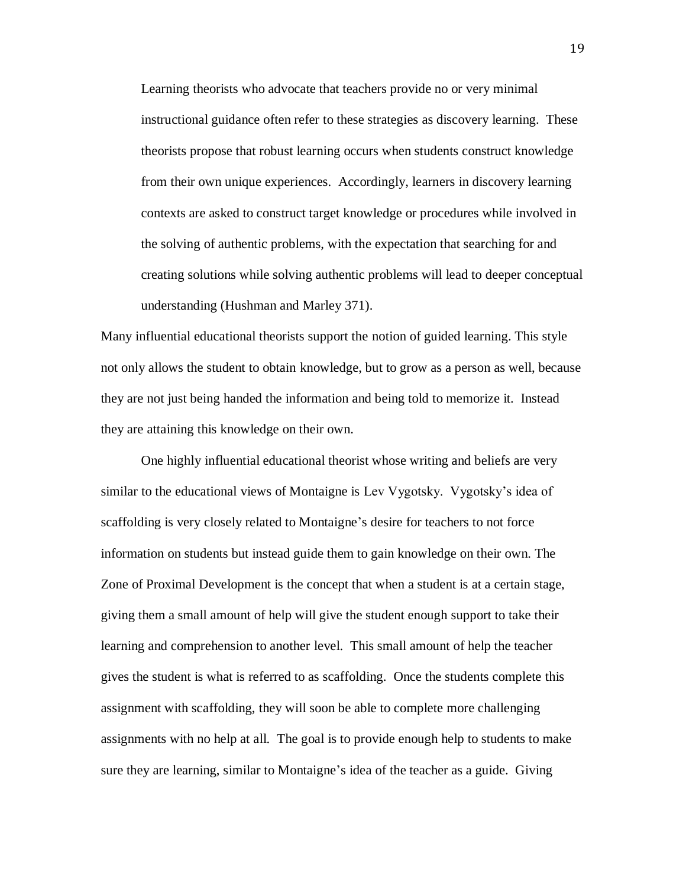> Learning theorists who advocate that teachers provide no or very minimal instructional guidance often refer to these strategies as discovery learning. These theorists propose that robust learning occurs when students construct knowledge from their own unique experiences. Accordingly, learners in discovery learning contexts are asked to construct target knowledge or procedures while involved in the solving of authentic problems, with the expectation that searching for and creating solutions while solving authentic problems will lead to deeper conceptual understanding (Hushman and Marley 371).

Many influential educational theorists support the notion of guided learning. This style not only allows the student to obtain knowledge, but to grow as a person as well, because they are not just being handed the information and being told to memorize it. Instead they are attaining this knowledge on their own.

One highly influential educational theorist whose writing and beliefs are very similar to the educational views of Montaigne is Lev Vygotsky. Vygotsky's idea of scaffolding is very closely related to Montaigne's desire for teachers to not force information on students but instead guide them to gain knowledge on their own. The Zone of Proximal Development is the concept that when a student is at a certain stage, giving them a small amount of help will give the student enough support to take their learning and comprehension to another level. This small amount of help the teacher gives the student is what is referred to as scaffolding. Once the students complete this assignment with scaffolding, they will soon be able to complete more challenging assignments with no help at all. The goal is to provide enough help to students to make sure they are learning, similar to Montaigne's idea of the teacher as a guide. Giving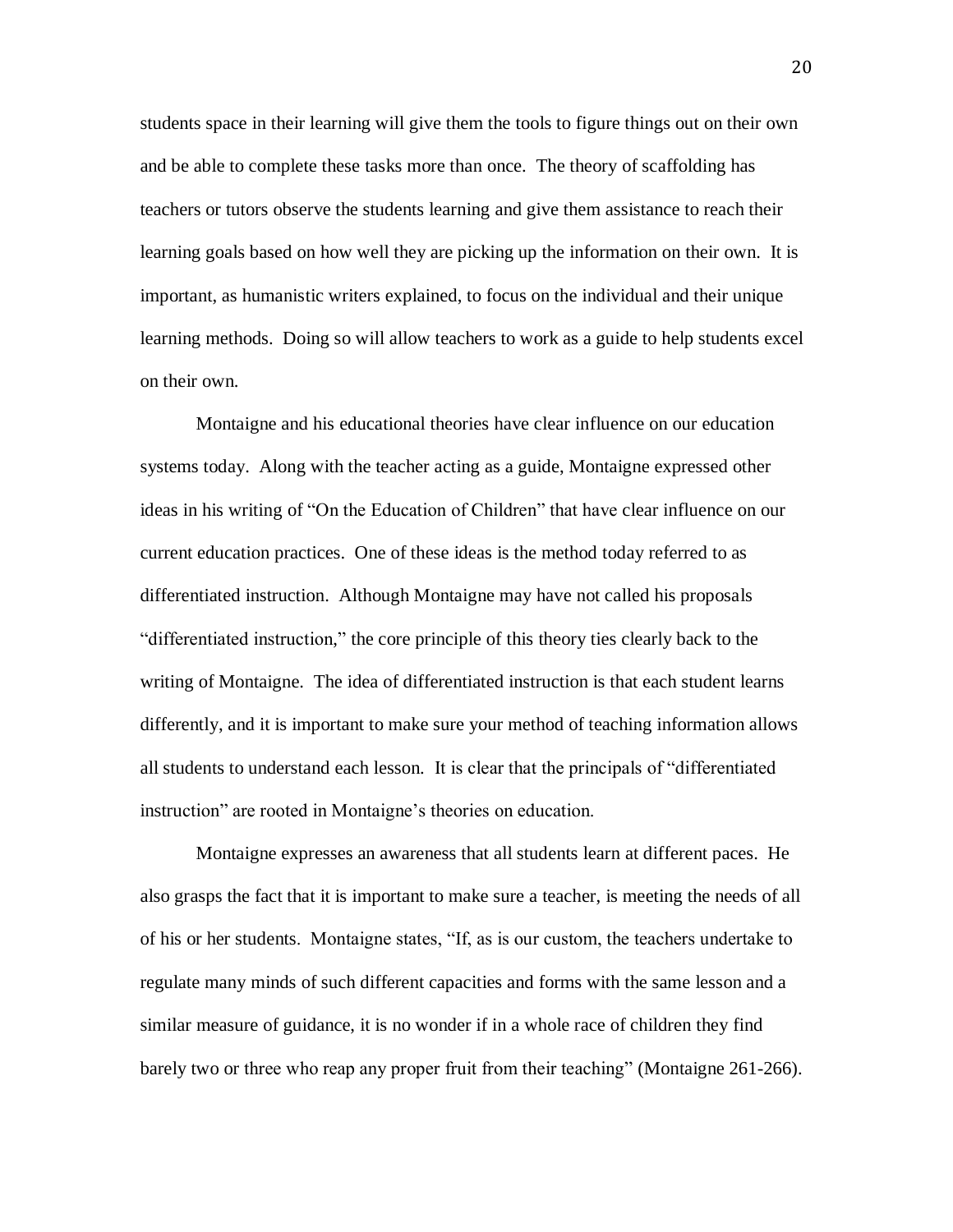students space in their learning will give them the tools to figure things out on their own and be able to complete these tasks more than once. The theory of scaffolding has teachers or tutors observe the students learning and give them assistance to reach their learning goals based on how well they are picking up the information on their own. It is important, as humanistic writers explained, to focus on the individual and their unique learning methods. Doing so will allow teachers to work as a guide to help students excel on their own.

Montaigne and his educational theories have clear influence on our education systems today. Along with the teacher acting as a guide, Montaigne expressed other ideas in his writing of "On the Education of Children" that have clear influence on our current education practices. One of these ideas is the method today referred to as differentiated instruction. Although Montaigne may have not called his proposals "differentiated instruction," the core principle of this theory ties clearly back to the writing of Montaigne. The idea of differentiated instruction is that each student learns differently, and it is important to make sure your method of teaching information allows all students to understand each lesson. It is clear that the principals of "differentiated instruction" are rooted in Montaigne's theories on education.

Montaigne expresses an awareness that all students learn at different paces. He also grasps the fact that it is important to make sure a teacher, is meeting the needs of all of his or her students. Montaigne states, "If, as is our custom, the teachers undertake to regulate many minds of such different capacities and forms with the same lesson and a similar measure of guidance, it is no wonder if in a whole race of children they find barely two or three who reap any proper fruit from their teaching" (Montaigne 261-266).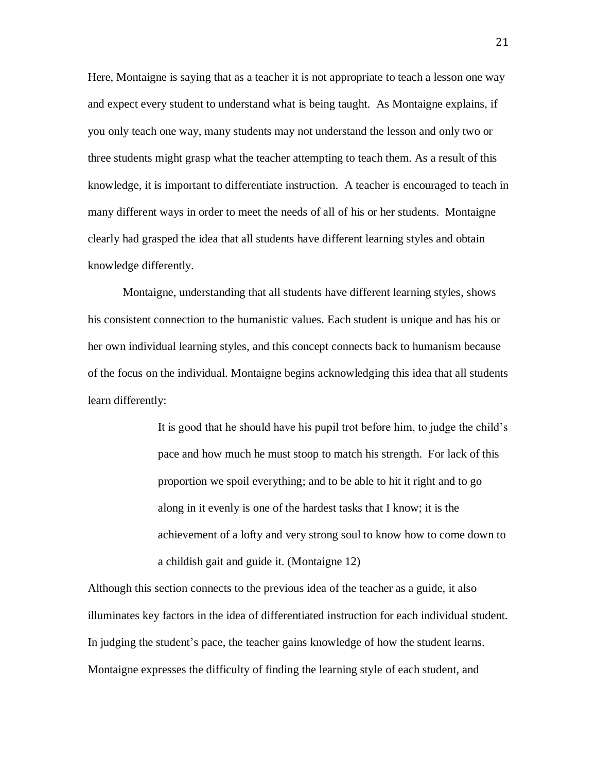Here, Montaigne is saying that as a teacher it is not appropriate to teach a lesson one way and expect every student to understand what is being taught. As Montaigne explains, if you only teach one way, many students may not understand the lesson and only two or three students might grasp what the teacher attempting to teach them. As a result of this knowledge, it is important to differentiate instruction. A teacher is encouraged to teach in many different ways in order to meet the needs of all of his or her students. Montaigne clearly had grasped the idea that all students have different learning styles and obtain knowledge differently.

Montaigne, understanding that all students have different learning styles, shows his consistent connection to the humanistic values. Each student is unique and has his or her own individual learning styles, and this concept connects back to humanism because of the focus on the individual. Montaigne begins acknowledging this idea that all students learn differently:

> It is good that he should have his pupil trot before him, to judge the child's pace and how much he must stoop to match his strength. For lack of this proportion we spoil everything; and to be able to hit it right and to go along in it evenly is one of the hardest tasks that I know; it is the achievement of a lofty and very strong soul to know how to come down to a childish gait and guide it. (Montaigne 12)

Although this section connects to the previous idea of the teacher as a guide, it also illuminates key factors in the idea of differentiated instruction for each individual student. In judging the student's pace, the teacher gains knowledge of how the student learns. Montaigne expresses the difficulty of finding the learning style of each student, and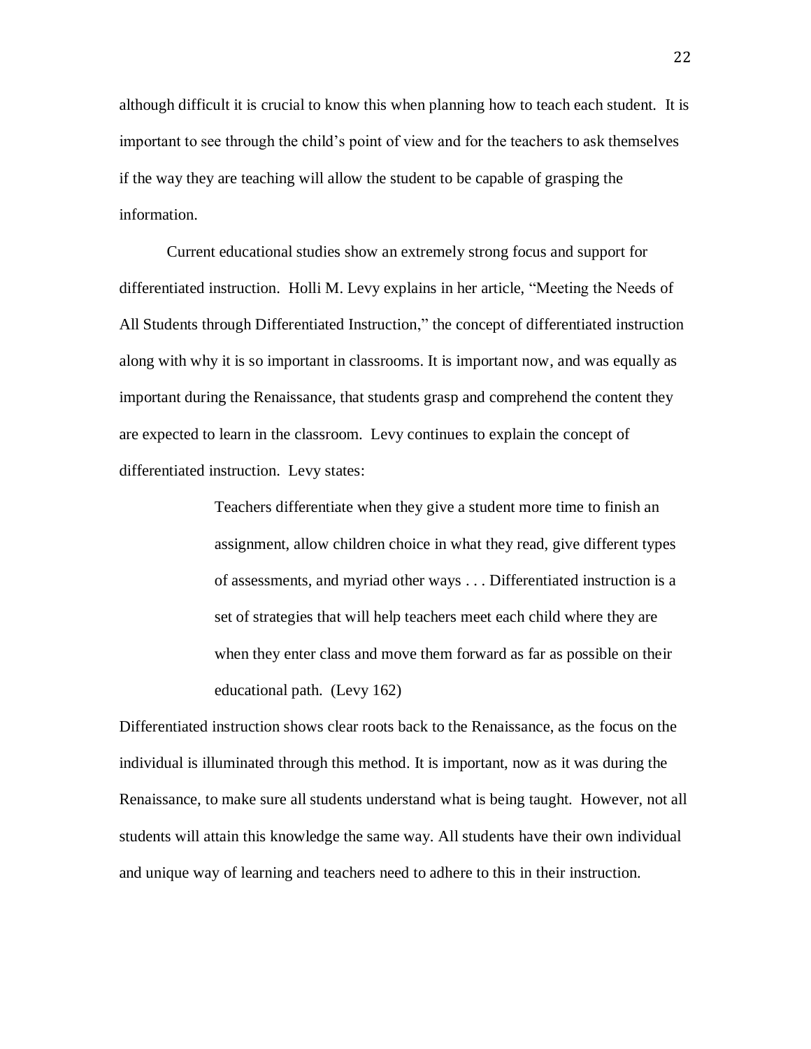although difficult it is crucial to know this when planning how to teach each student. It is important to see through the child's point of view and for the teachers to ask themselves if the way they are teaching will allow the student to be capable of grasping the information.

Current educational studies show an extremely strong focus and support for differentiated instruction. Holli M. Levy explains in her article, "Meeting the Needs of All Students through Differentiated Instruction," the concept of differentiated instruction along with why it is so important in classrooms. It is important now, and was equally as important during the Renaissance, that students grasp and comprehend the content they are expected to learn in the classroom. Levy continues to explain the concept of differentiated instruction. Levy states:

> Teachers differentiate when they give a student more time to finish an assignment, allow children choice in what they read, give different types of assessments, and myriad other ways . . . Differentiated instruction is a set of strategies that will help teachers meet each child where they are when they enter class and move them forward as far as possible on their educational path. (Levy 162)

Differentiated instruction shows clear roots back to the Renaissance, as the focus on the individual is illuminated through this method. It is important, now as it was during the Renaissance, to make sure all students understand what is being taught. However, not all students will attain this knowledge the same way. All students have their own individual and unique way of learning and teachers need to adhere to this in their instruction.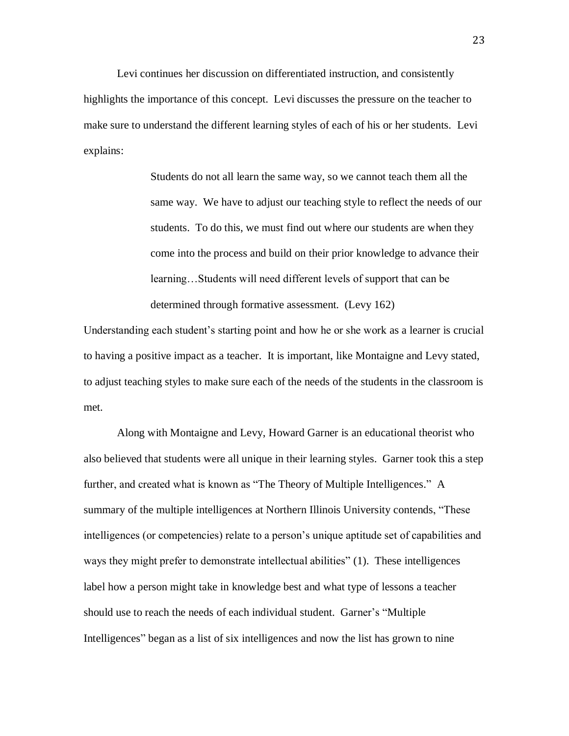Levi continues her discussion on differentiated instruction, and consistently highlights the importance of this concept. Levi discusses the pressure on the teacher to make sure to understand the different learning styles of each of his or her students. Levi explains:

> Students do not all learn the same way, so we cannot teach them all the same way. We have to adjust our teaching style to reflect the needs of our students. To do this, we must find out where our students are when they come into the process and build on their prior knowledge to advance their learning…Students will need different levels of support that can be determined through formative assessment. (Levy 162)

Understanding each student's starting point and how he or she work as a learner is crucial to having a positive impact as a teacher. It is important, like Montaigne and Levy stated, to adjust teaching styles to make sure each of the needs of the students in the classroom is met.

Along with Montaigne and Levy, Howard Garner is an educational theorist who also believed that students were all unique in their learning styles. Garner took this a step further, and created what is known as "The Theory of Multiple Intelligences." A summary of the multiple intelligences at Northern Illinois University contends, "These intelligences (or competencies) relate to a person's unique aptitude set of capabilities and ways they might prefer to demonstrate intellectual abilities" (1). These intelligences label how a person might take in knowledge best and what type of lessons a teacher should use to reach the needs of each individual student. Garner's "Multiple Intelligences" began as a list of six intelligences and now the list has grown to nine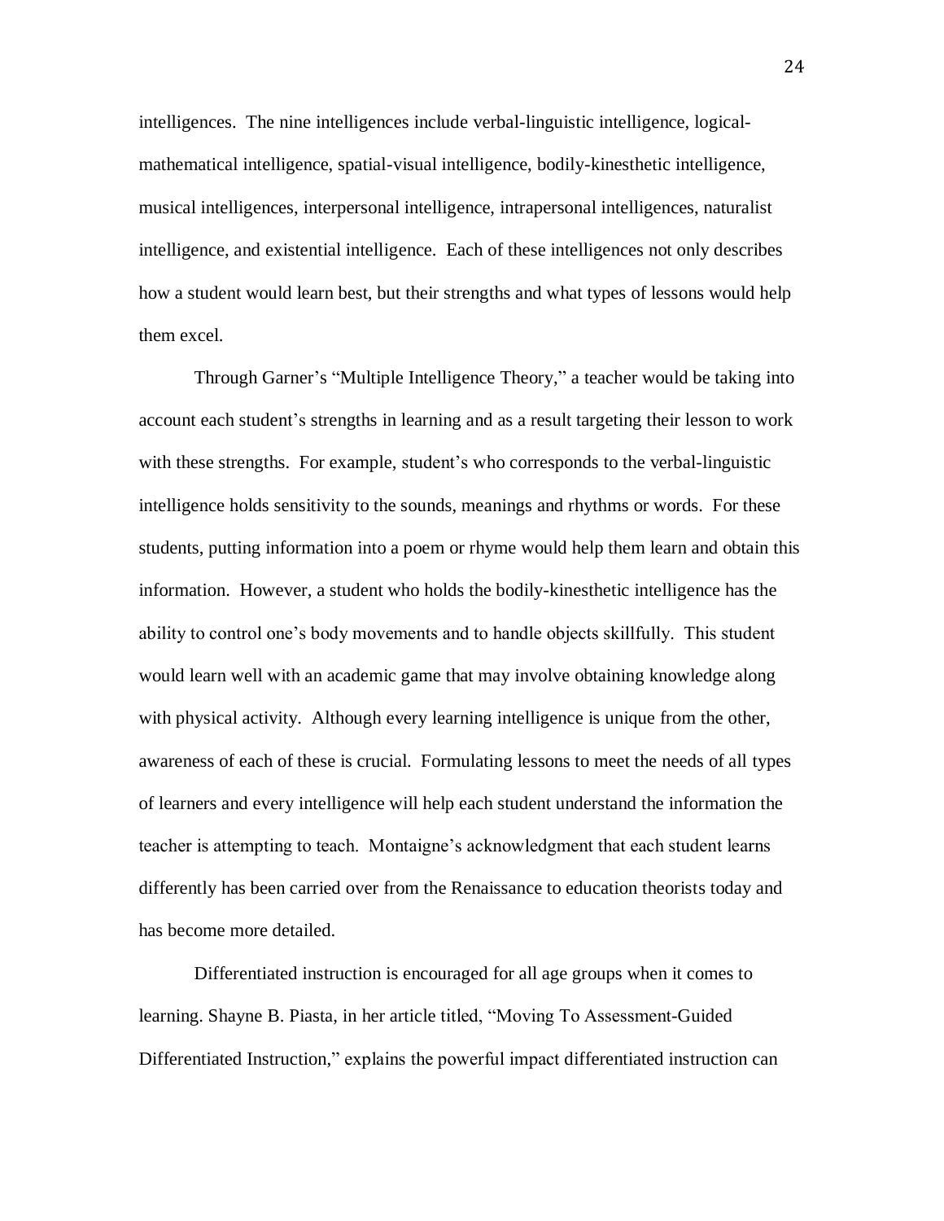intelligences. The nine intelligences include verbal-linguistic intelligence, logical-mathematical intelligence, spatial-visual intelligence, bodily-kinesthetic intelligence, musical intelligences, interpersonal intelligence, intrapersonal intelligences, naturalist intelligence, and existential intelligence. Each of these intelligences not only describes how a student would learn best, but their strengths and what types of lessons would help them excel.

Through Garner's "Multiple Intelligence Theory," a teacher would be taking into account each student's strengths in learning and as a result targeting their lesson to work with these strengths. For example, student's who corresponds to the verbal-linguistic intelligence holds sensitivity to the sounds, meanings and rhythms or words. For these students, putting information into a poem or rhyme would help them learn and obtain this information. However, a student who holds the bodily-kinesthetic intelligence has the ability to control one's body movements and to handle objects skillfully. This student would learn well with an academic game that may involve obtaining knowledge along with physical activity. Although every learning intelligence is unique from the other, awareness of each of these is crucial. Formulating lessons to meet the needs of all types of learners and every intelligence will help each student understand the information the teacher is attempting to teach. Montaigne's acknowledgment that each student learns differently has been carried over from the Renaissance to education theorists today and has become more detailed.

Differentiated instruction is encouraged for all age groups when it comes to learning. Shayne B. Piasta, in her article titled, "Moving To Assessment-Guided Differentiated Instruction," explains the powerful impact differentiated instruction can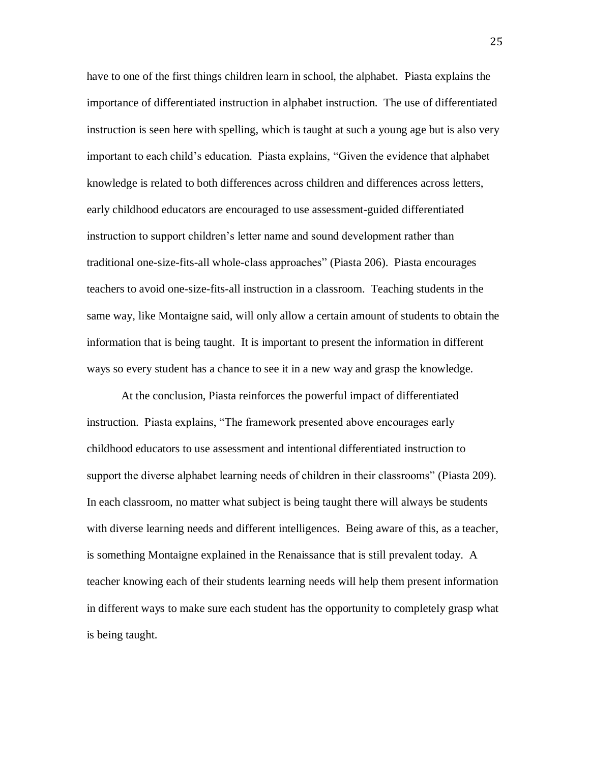have to one of the first things children learn in school, the alphabet. Piasta explains the importance of differentiated instruction in alphabet instruction. The use of differentiated instruction is seen here with spelling, which is taught at such a young age but is also very important to each child's education. Piasta explains, "Given the evidence that alphabet knowledge is related to both differences across children and differences across letters, early childhood educators are encouraged to use assessment-guided differentiated instruction to support children's letter name and sound development rather than traditional one-size-fits-all whole-class approaches" (Piasta 206). Piasta encourages teachers to avoid one-size-fits-all instruction in a classroom. Teaching students in the same way, like Montaigne said, will only allow a certain amount of students to obtain the information that is being taught. It is important to present the information in different ways so every student has a chance to see it in a new way and grasp the knowledge.

At the conclusion, Piasta reinforces the powerful impact of differentiated instruction. Piasta explains, "The framework presented above encourages early childhood educators to use assessment and intentional differentiated instruction to support the diverse alphabet learning needs of children in their classrooms" (Piasta 209). In each classroom, no matter what subject is being taught there will always be students with diverse learning needs and different intelligences. Being aware of this, as a teacher, is something Montaigne explained in the Renaissance that is still prevalent today. A teacher knowing each of their students learning needs will help them present information in different ways to make sure each student has the opportunity to completely grasp what is being taught.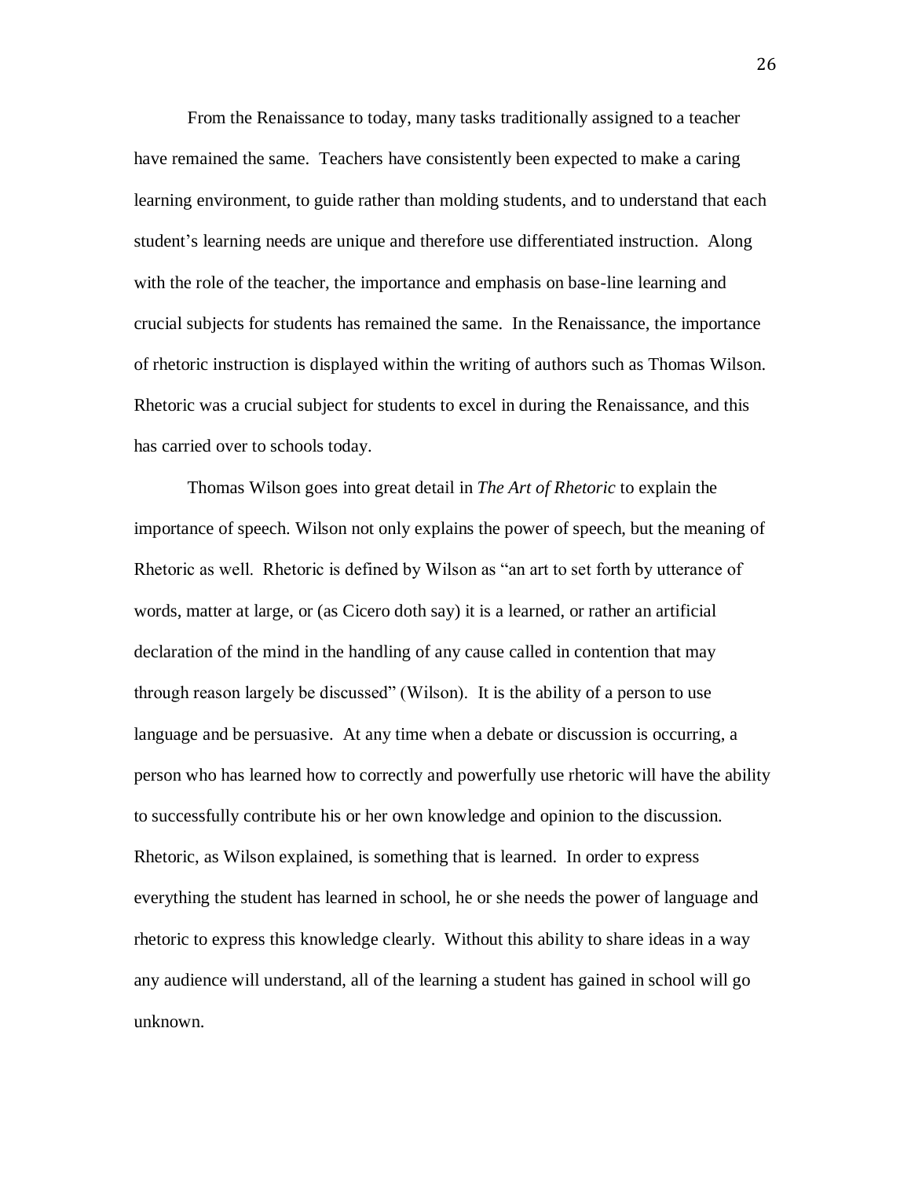From the Renaissance to today, many tasks traditionally assigned to a teacher have remained the same. Teachers have consistently been expected to make a caring learning environment, to guide rather than molding students, and to understand that each student's learning needs are unique and therefore use differentiated instruction. Along with the role of the teacher, the importance and emphasis on base-line learning and crucial subjects for students has remained the same. In the Renaissance, the importance of rhetoric instruction is displayed within the writing of authors such as Thomas Wilson. Rhetoric was a crucial subject for students to excel in during the Renaissance, and this has carried over to schools today.

Thomas Wilson goes into great detail in *The Art of Rhetoric* to explain the importance of speech. Wilson not only explains the power of speech, but the meaning of Rhetoric as well. Rhetoric is defined by Wilson as "an art to set forth by utterance of words, matter at large, or (as Cicero doth say) it is a learned, or rather an artificial declaration of the mind in the handling of any cause called in contention that may through reason largely be discussed" (Wilson). It is the ability of a person to use language and be persuasive. At any time when a debate or discussion is occurring, a person who has learned how to correctly and powerfully use rhetoric will have the ability to successfully contribute his or her own knowledge and opinion to the discussion. Rhetoric, as Wilson explained, is something that is learned. In order to express everything the student has learned in school, he or she needs the power of language and rhetoric to express this knowledge clearly. Without this ability to share ideas in a way any audience will understand, all of the learning a student has gained in school will go unknown.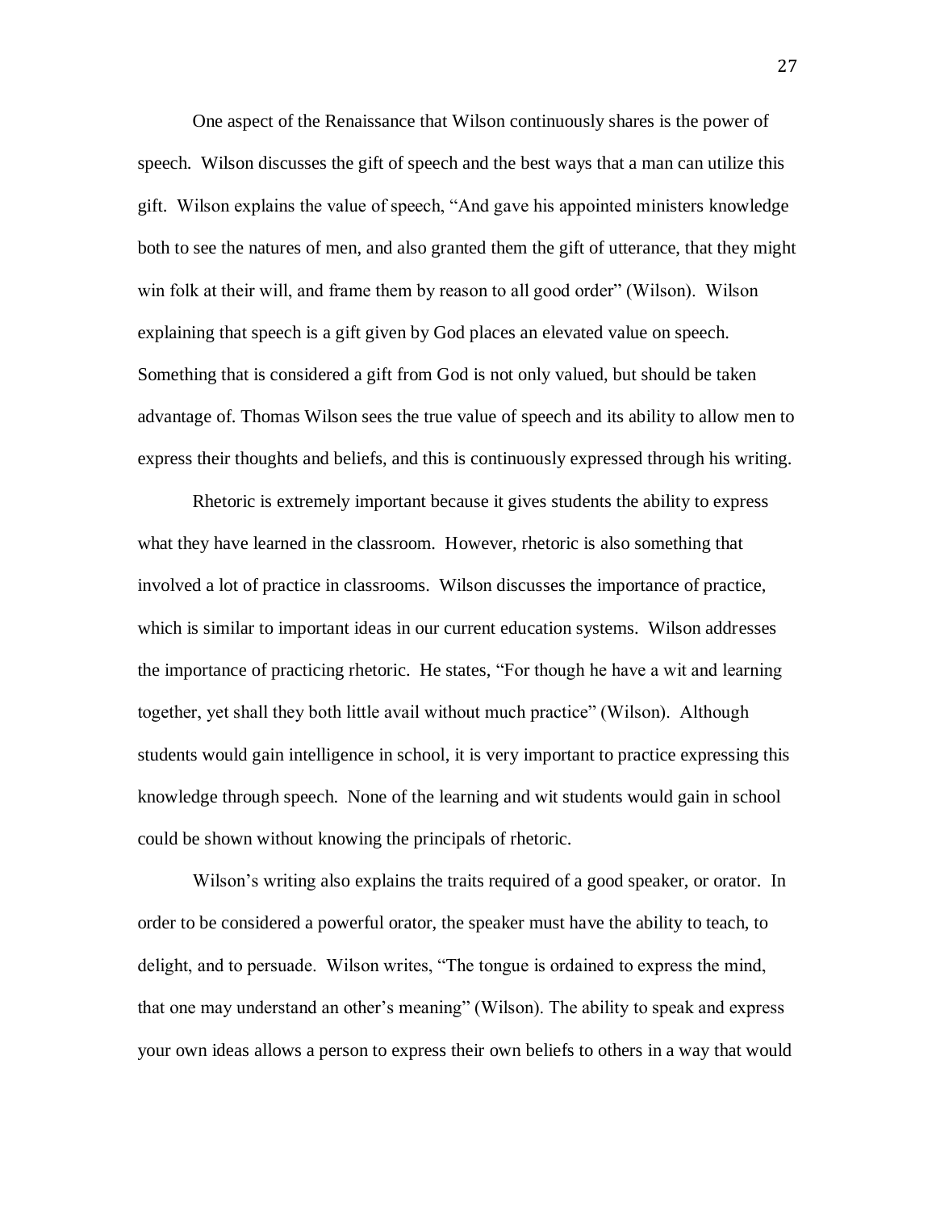One aspect of the Renaissance that Wilson continuously shares is the power of speech. Wilson discusses the gift of speech and the best ways that a man can utilize this gift. Wilson explains the value of speech, "And gave his appointed ministers knowledge both to see the natures of men, and also granted them the gift of utterance, that they might win folk at their will, and frame them by reason to all good order" (Wilson). Wilson explaining that speech is a gift given by God places an elevated value on speech. Something that is considered a gift from God is not only valued, but should be taken advantage of. Thomas Wilson sees the true value of speech and its ability to allow men to express their thoughts and beliefs, and this is continuously expressed through his writing.

Rhetoric is extremely important because it gives students the ability to express what they have learned in the classroom. However, rhetoric is also something that involved a lot of practice in classrooms. Wilson discusses the importance of practice, which is similar to important ideas in our current education systems. Wilson addresses the importance of practicing rhetoric. He states, "For though he have a wit and learning together, yet shall they both little avail without much practice" (Wilson). Although students would gain intelligence in school, it is very important to practice expressing this knowledge through speech. None of the learning and wit students would gain in school could be shown without knowing the principals of rhetoric.

Wilson's writing also explains the traits required of a good speaker, or orator. In order to be considered a powerful orator, the speaker must have the ability to teach, to delight, and to persuade. Wilson writes, "The tongue is ordained to express the mind, that one may understand an other's meaning" (Wilson). The ability to speak and express your own ideas allows a person to express their own beliefs to others in a way that would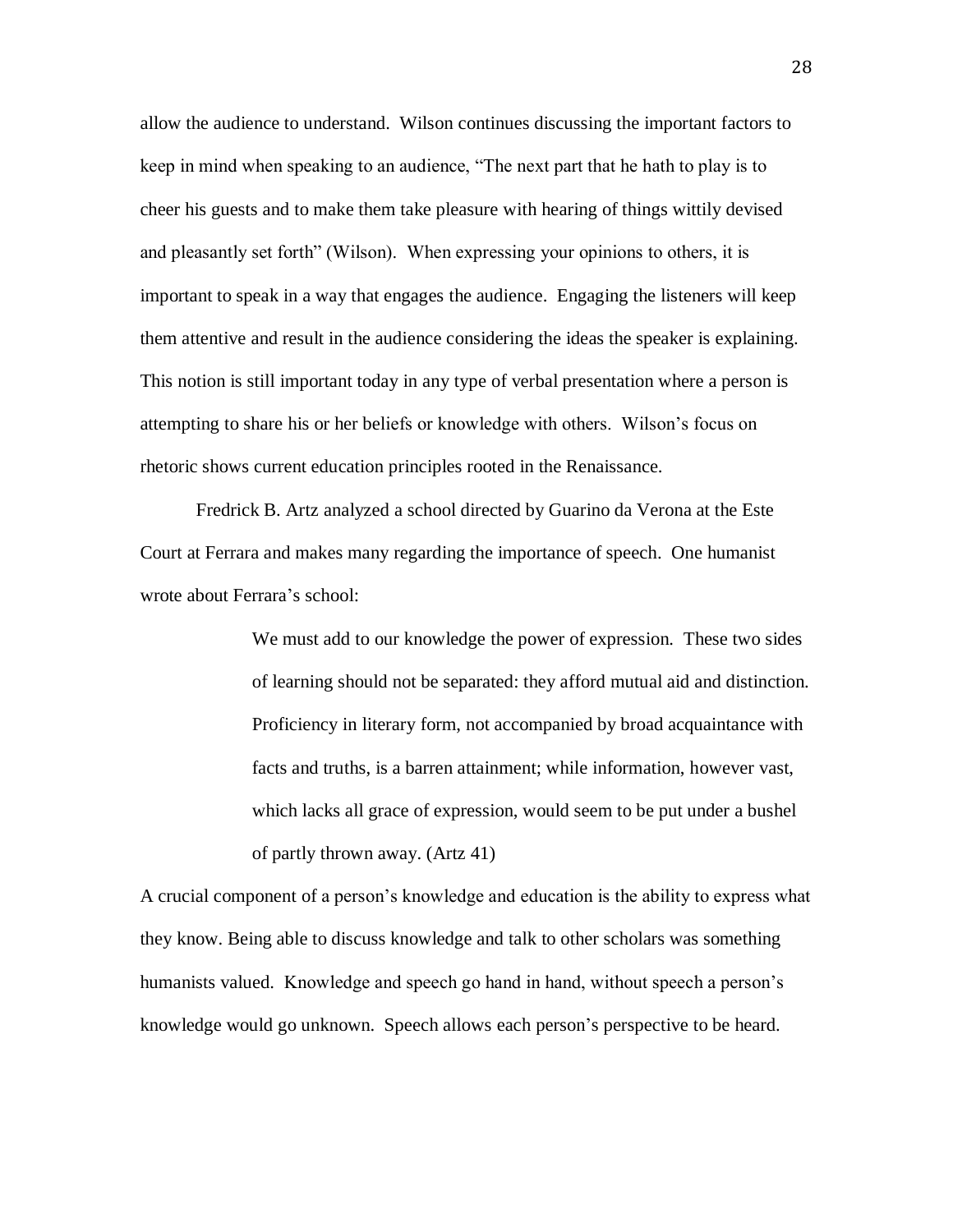allow the audience to understand. Wilson continues discussing the important factors to keep in mind when speaking to an audience, “The next part that he hath to play is to cheer his guests and to make them take pleasure with hearing of things wittily devised and pleasantly set forth” (Wilson). When expressing your opinions to others, it is important to speak in a way that engages the audience. Engaging the listeners will keep them attentive and result in the audience considering the ideas the speaker is explaining. This notion is still important today in any type of verbal presentation where a person is attempting to share his or her beliefs or knowledge with others. Wilson’s focus on rhetoric shows current education principles rooted in the Renaissance.

Fredrick B. Artz analyzed a school directed by Guarino da Verona at the Este Court at Ferrara and makes many regarding the importance of speech. One humanist wrote about Ferrara’s school:

> We must add to our knowledge the power of expression. These two sides of learning should not be separated: they afford mutual aid and distinction. Proficiency in literary form, not accompanied by broad acquaintance with facts and truths, is a barren attainment; while information, however vast, which lacks all grace of expression, would seem to be put under a bushel of partly thrown away. (Artz 41)

A crucial component of a person’s knowledge and education is the ability to express what they know. Being able to discuss knowledge and talk to other scholars was something humanists valued. Knowledge and speech go hand in hand, without speech a person’s knowledge would go unknown. Speech allows each person’s perspective to be heard.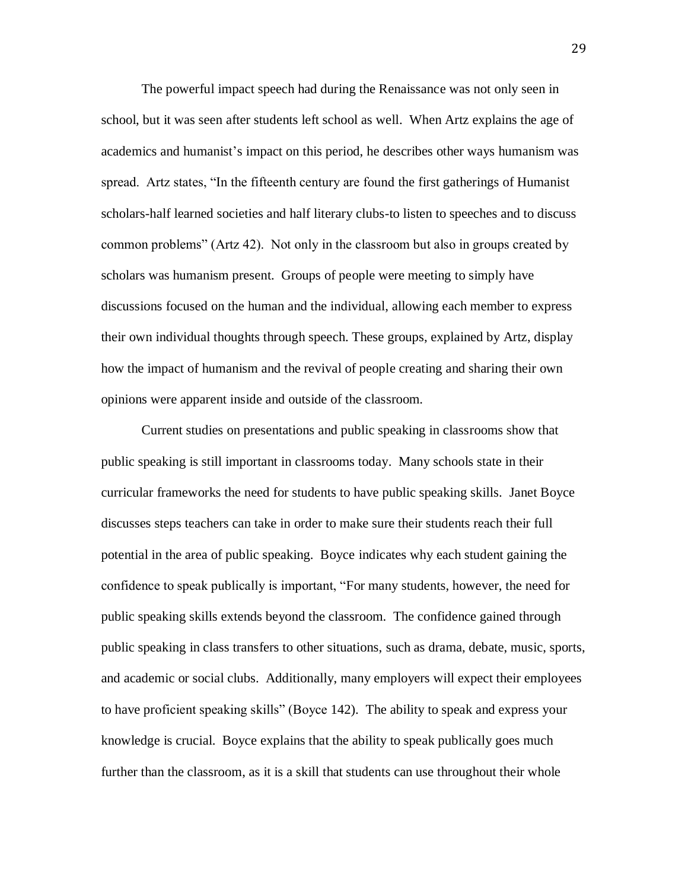The powerful impact speech had during the Renaissance was not only seen in school, but it was seen after students left school as well. When Artz explains the age of academics and humanist's impact on this period, he describes other ways humanism was spread. Artz states, "In the fifteenth century are found the first gatherings of Humanist scholars-half learned societies and half literary clubs-to listen to speeches and to discuss common problems" (Artz 42). Not only in the classroom but also in groups created by scholars was humanism present. Groups of people were meeting to simply have discussions focused on the human and the individual, allowing each member to express their own individual thoughts through speech. These groups, explained by Artz, display how the impact of humanism and the revival of people creating and sharing their own opinions were apparent inside and outside of the classroom.

Current studies on presentations and public speaking in classrooms show that public speaking is still important in classrooms today. Many schools state in their curricular frameworks the need for students to have public speaking skills. Janet Boyce discusses steps teachers can take in order to make sure their students reach their full potential in the area of public speaking. Boyce indicates why each student gaining the confidence to speak publically is important, "For many students, however, the need for public speaking skills extends beyond the classroom. The confidence gained through public speaking in class transfers to other situations, such as drama, debate, music, sports, and academic or social clubs. Additionally, many employers will expect their employees to have proficient speaking skills" (Boyce 142). The ability to speak and express your knowledge is crucial. Boyce explains that the ability to speak publically goes much further than the classroom, as it is a skill that students can use throughout their whole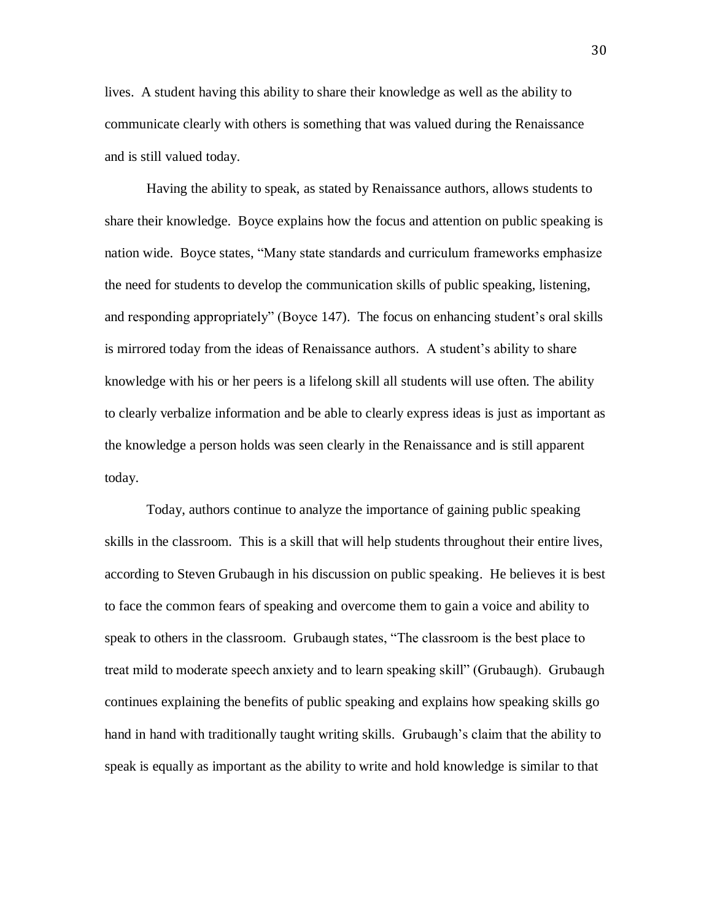lives. A student having this ability to share their knowledge as well as the ability to communicate clearly with others is something that was valued during the Renaissance and is still valued today.

Having the ability to speak, as stated by Renaissance authors, allows students to share their knowledge. Boyce explains how the focus and attention on public speaking is nation wide. Boyce states, "Many state standards and curriculum frameworks emphasize the need for students to develop the communication skills of public speaking, listening, and responding appropriately" (Boyce 147). The focus on enhancing student's oral skills is mirrored today from the ideas of Renaissance authors. A student's ability to share knowledge with his or her peers is a lifelong skill all students will use often. The ability to clearly verbalize information and be able to clearly express ideas is just as important as the knowledge a person holds was seen clearly in the Renaissance and is still apparent today.

Today, authors continue to analyze the importance of gaining public speaking skills in the classroom. This is a skill that will help students throughout their entire lives, according to Steven Grubaugh in his discussion on public speaking. He believes it is best to face the common fears of speaking and overcome them to gain a voice and ability to speak to others in the classroom. Grubaugh states, "The classroom is the best place to treat mild to moderate speech anxiety and to learn speaking skill" (Grubaugh). Grubaugh continues explaining the benefits of public speaking and explains how speaking skills go hand in hand with traditionally taught writing skills. Grubaugh's claim that the ability to speak is equally as important as the ability to write and hold knowledge is similar to that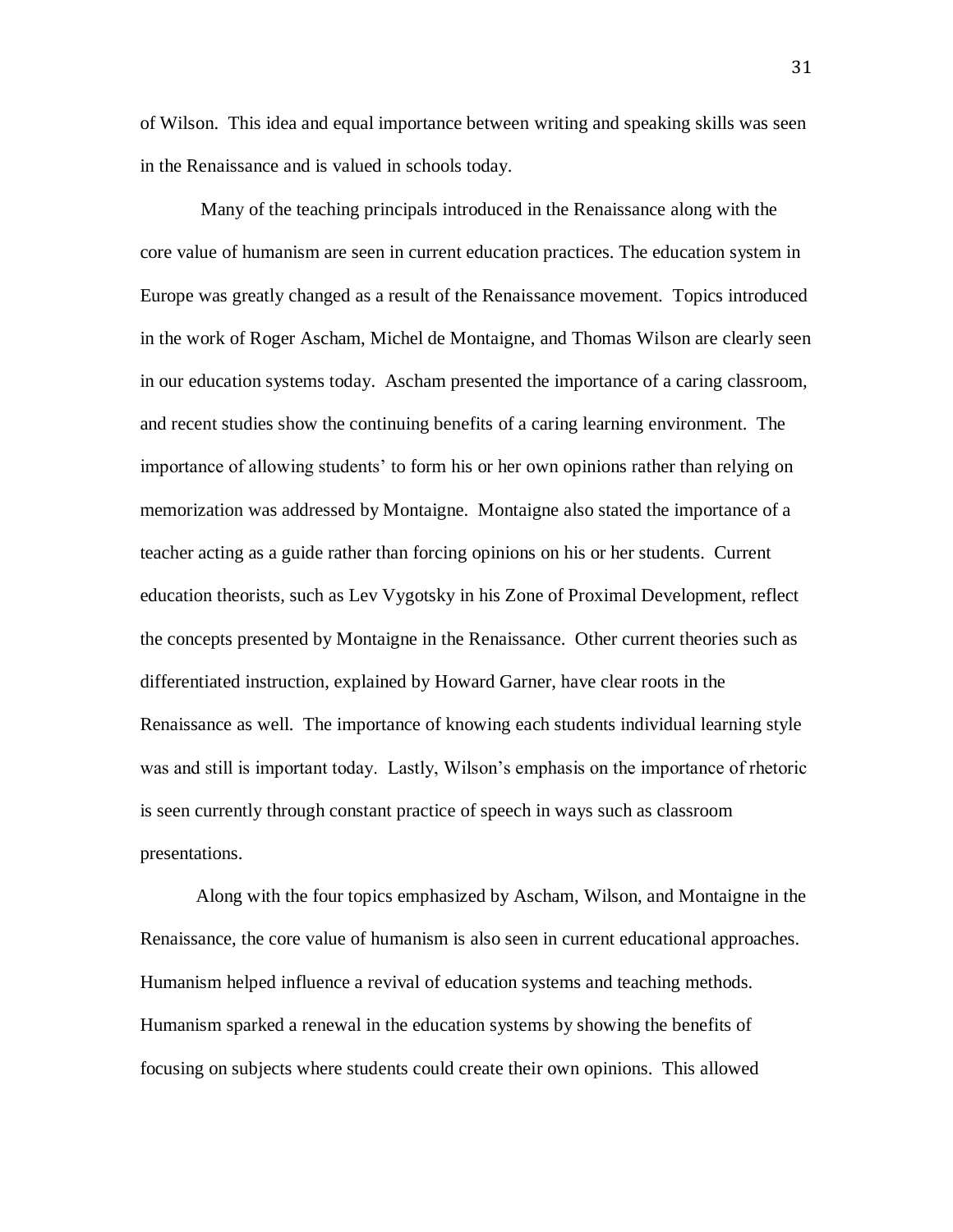of Wilson. This idea and equal importance between writing and speaking skills was seen in the Renaissance and is valued in schools today.

Many of the teaching principals introduced in the Renaissance along with the core value of humanism are seen in current education practices. The education system in Europe was greatly changed as a result of the Renaissance movement. Topics introduced in the work of Roger Ascham, Michel de Montaigne, and Thomas Wilson are clearly seen in our education systems today. Ascham presented the importance of a caring classroom, and recent studies show the continuing benefits of a caring learning environment. The importance of allowing students' to form his or her own opinions rather than relying on memorization was addressed by Montaigne. Montaigne also stated the importance of a teacher acting as a guide rather than forcing opinions on his or her students. Current education theorists, such as Lev Vygotsky in his Zone of Proximal Development, reflect the concepts presented by Montaigne in the Renaissance. Other current theories such as differentiated instruction, explained by Howard Garner, have clear roots in the Renaissance as well. The importance of knowing each students individual learning style was and still is important today. Lastly, Wilson's emphasis on the importance of rhetoric is seen currently through constant practice of speech in ways such as classroom presentations.

Along with the four topics emphasized by Ascham, Wilson, and Montaigne in the Renaissance, the core value of humanism is also seen in current educational approaches. Humanism helped influence a revival of education systems and teaching methods. Humanism sparked a renewal in the education systems by showing the benefits of focusing on subjects where students could create their own opinions. This allowed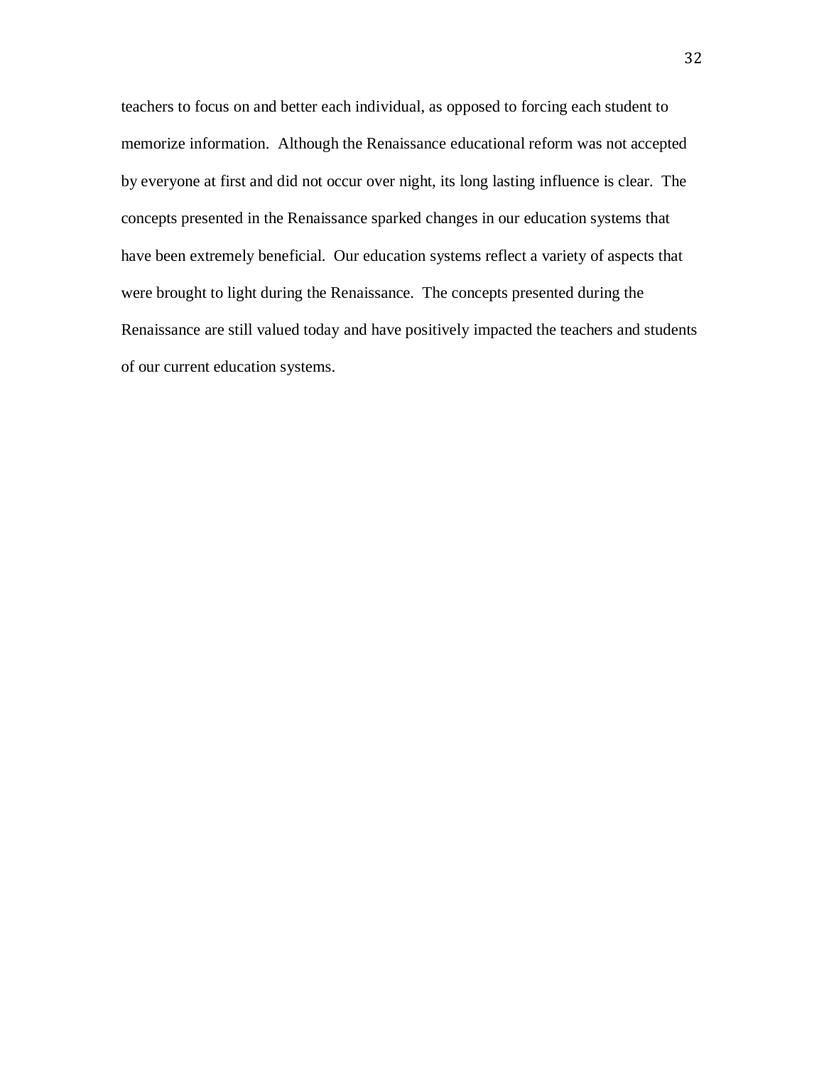teachers to focus on and better each individual, as opposed to forcing each student to memorize information. Although the Renaissance educational reform was not accepted by everyone at first and did not occur over night, its long lasting influence is clear. The concepts presented in the Renaissance sparked changes in our education systems that have been extremely beneficial. Our education systems reflect a variety of aspects that were brought to light during the Renaissance. The concepts presented during the Renaissance are still valued today and have positively impacted the teachers and students of our current education systems.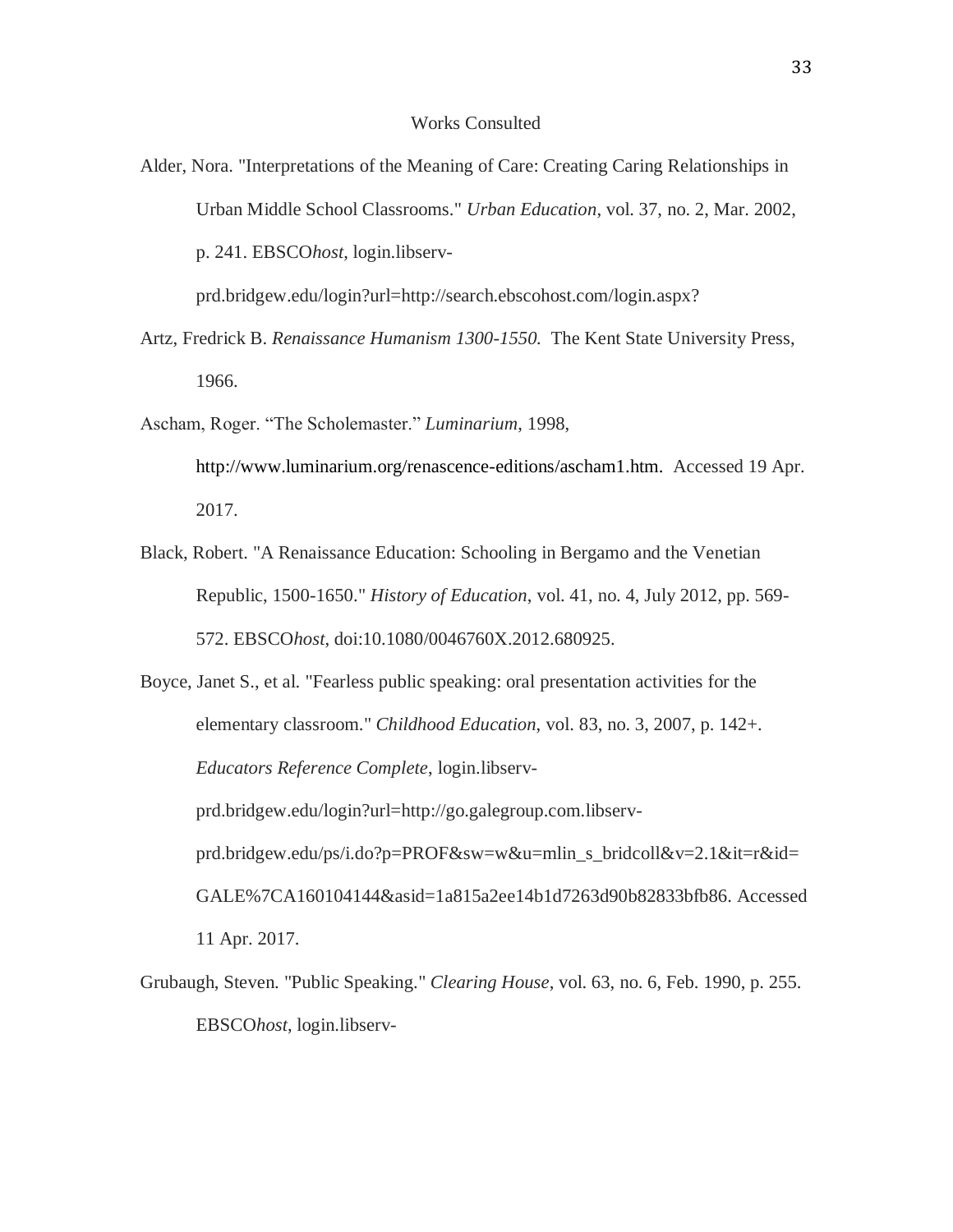## Works Consulted

Alder, Nora. "Interpretations of the Meaning of Care: Creating Caring Relationships in Urban Middle School Classrooms." *Urban Education*, vol. 37, no. 2, Mar. 2002, p. 241. EBSCO*host*, login.libserv-prd.bridgew.edu/login?url=http://search.ebscohost.com/login.aspx?

Artz, Fredrick B. *Renaissance Humanism 1300-1550.* The Kent State University Press, 1966.

Ascham, Roger. "The Scholemaster." *Luminarium*, 1998, http://www.luminarium.org/renascence-editions/ascham1.htm. Accessed 19 Apr. 2017.

Black, Robert. "A Renaissance Education: Schooling in Bergamo and the Venetian Republic, 1500-1650." *History of Education*, vol. 41, no. 4, July 2012, pp. 569-572. EBSCO*host*, doi:10.1080/0046760X.2012.680925.

Boyce, Janet S., et al. "Fearless public speaking: oral presentation activities for the elementary classroom." *Childhood Education*, vol. 83, no. 3, 2007, p. 142+. *Educators Reference Complete*, login.libserv-prd.bridgew.edu/login?url=http://go.galegroup.com.libserv-prd.bridgew.edu/ps/i.do?p=PROF&sw=w&u=mlin_s_bridcoll&v=2.1&it=r&id=GALE%7CA160104144&asid=1a815a2ee14b1d7263d90b82833bfb86. Accessed 11 Apr. 2017.

Grubaugh, Steven. "Public Speaking." *Clearing House*, vol. 63, no. 6, Feb. 1990, p. 255. EBSCO*host*, login.libserv-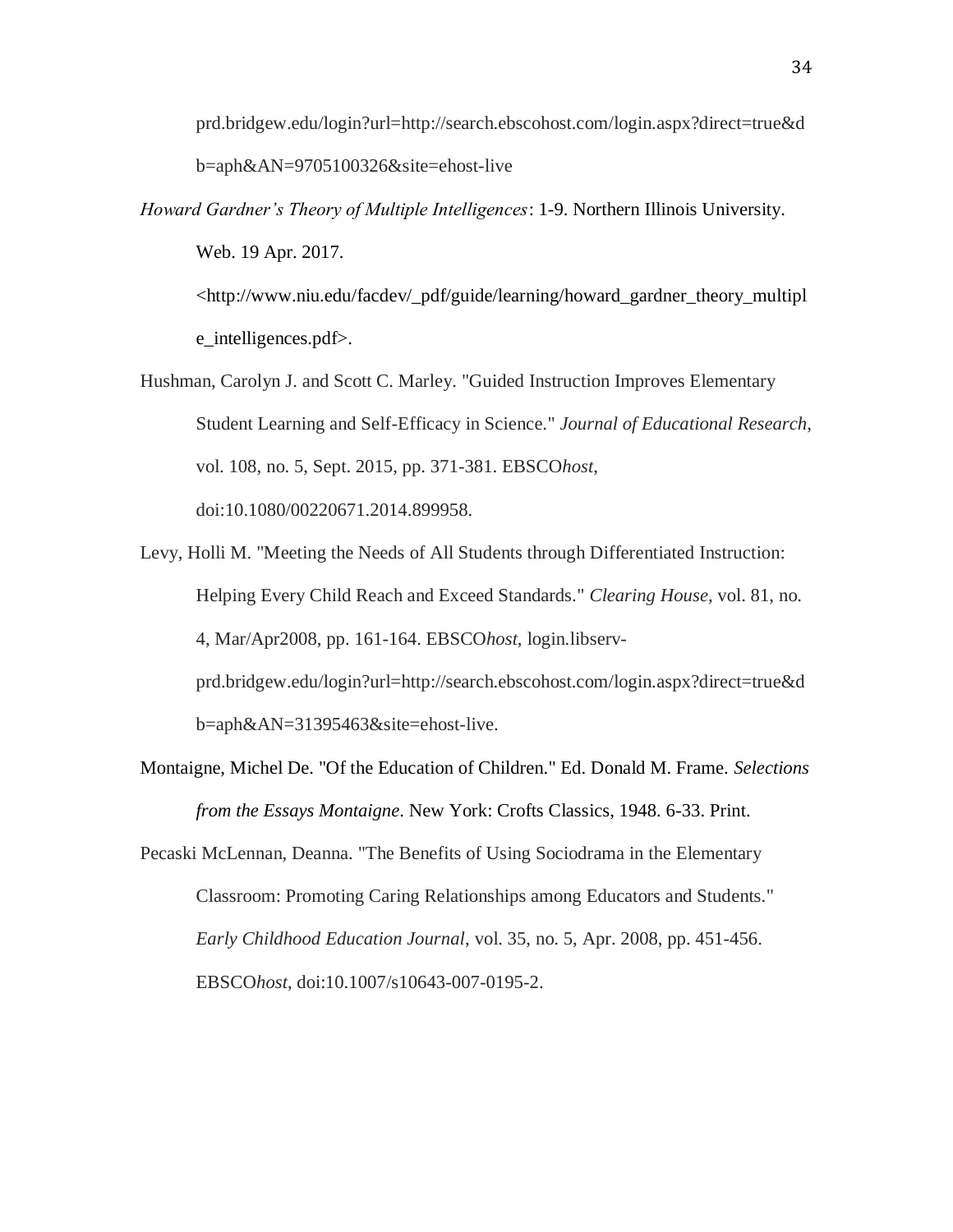prd.bridgew.edu/login?url=http://search.ebscohost.com/login.aspx?direct=true&db=aph&AN=9705100326&site=ehost-live

*Howard Gardner's Theory of Multiple Intelligences*: 1-9. Northern Illinois University. Web. 19 Apr. 2017. <http://www.niu.edu/facdev/_pdf/guide/learning/howard_gardner_theory_multiple_intelligences.pdf>.

Hushman, Carolyn J. and Scott C. Marley. "Guided Instruction Improves Elementary Student Learning and Self-Efficacy in Science." *Journal of Educational Research*, vol. 108, no. 5, Sept. 2015, pp. 371-381. EBSCO*host*, doi:10.1080/00220671.2014.899958.

Levy, Holli M. "Meeting the Needs of All Students through Differentiated Instruction: Helping Every Child Reach and Exceed Standards." *Clearing House*, vol. 81, no. 4, Mar/Apr2008, pp. 161-164. EBSCO*host*, login.libserv-prd.bridgew.edu/login?url=http://search.ebscohost.com/login.aspx?direct=true&db=aph&AN=31395463&site=ehost-live.

Montaigne, Michel De. "Of the Education of Children." Ed. Donald M. Frame. *Selections from the Essays Montaigne*. New York: Crofts Classics, 1948. 6-33. Print.

Pecaski McLennan, Deanna. "The Benefits of Using Sociodrama in the Elementary Classroom: Promoting Caring Relationships among Educators and Students." *Early Childhood Education Journal*, vol. 35, no. 5, Apr. 2008, pp. 451-456. EBSCO*host*, doi:10.1007/s10643-007-0195-2.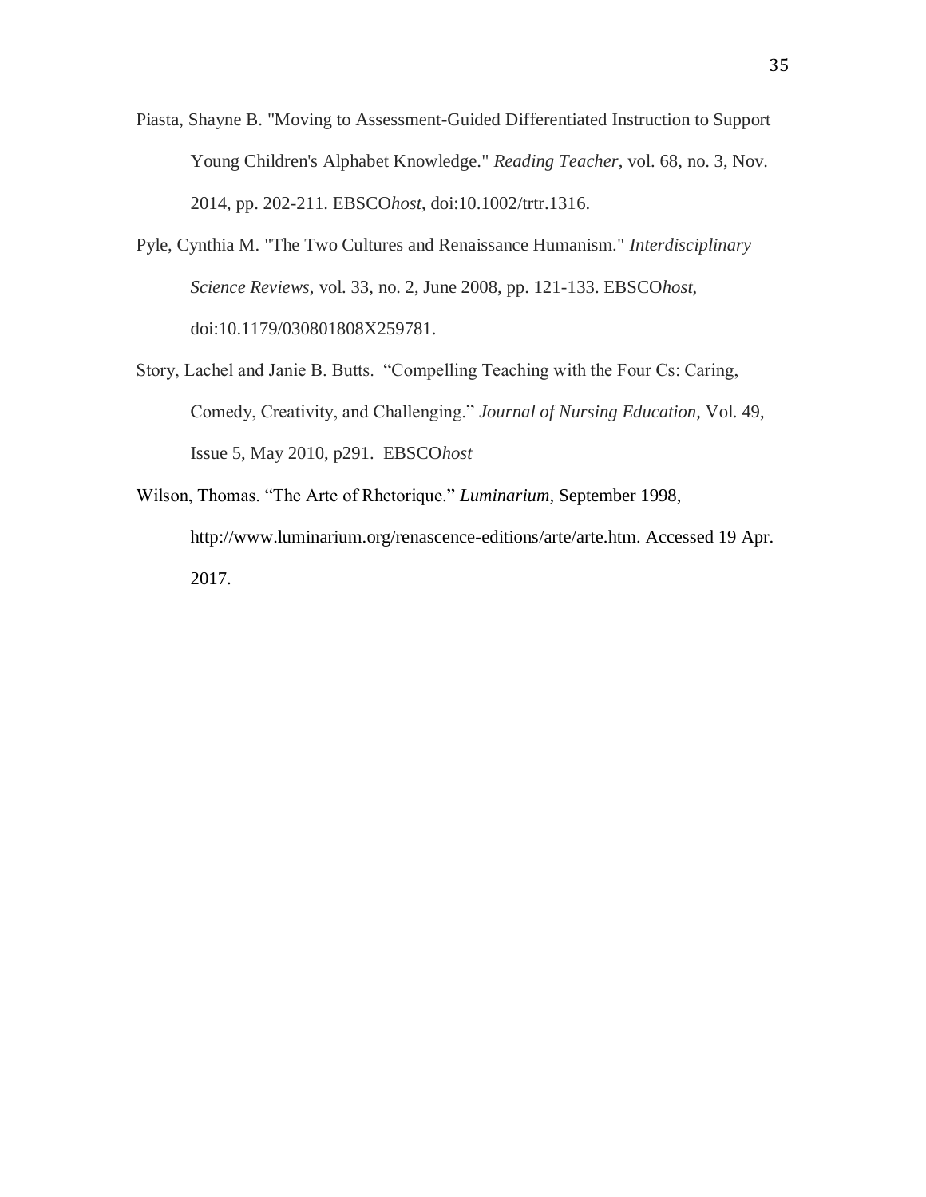Piasta, Shayne B. "Moving to Assessment-Guided Differentiated Instruction to Support Young Children's Alphabet Knowledge." *Reading Teacher*, vol. 68, no. 3, Nov. 2014, pp. 202-211. EBSCO*host*, doi:10.1002/trtr.1316.

Pyle, Cynthia M. "The Two Cultures and Renaissance Humanism." *Interdisciplinary Science Reviews*, vol. 33, no. 2, June 2008, pp. 121-133. EBSCO*host*, doi:10.1179/030801808X259781.

Story, Lachel and Janie B. Butts. "Compelling Teaching with the Four Cs: Caring, Comedy, Creativity, and Challenging." *Journal of Nursing Education,* Vol. 49, Issue 5, May 2010, p291. EBSCO*host*

Wilson, Thomas. "The Arte of Rhetorique." *Luminarium*, September 1998, http://www.luminarium.org/renascence-editions/arte/arte.htm. Accessed 19 Apr. 2017.